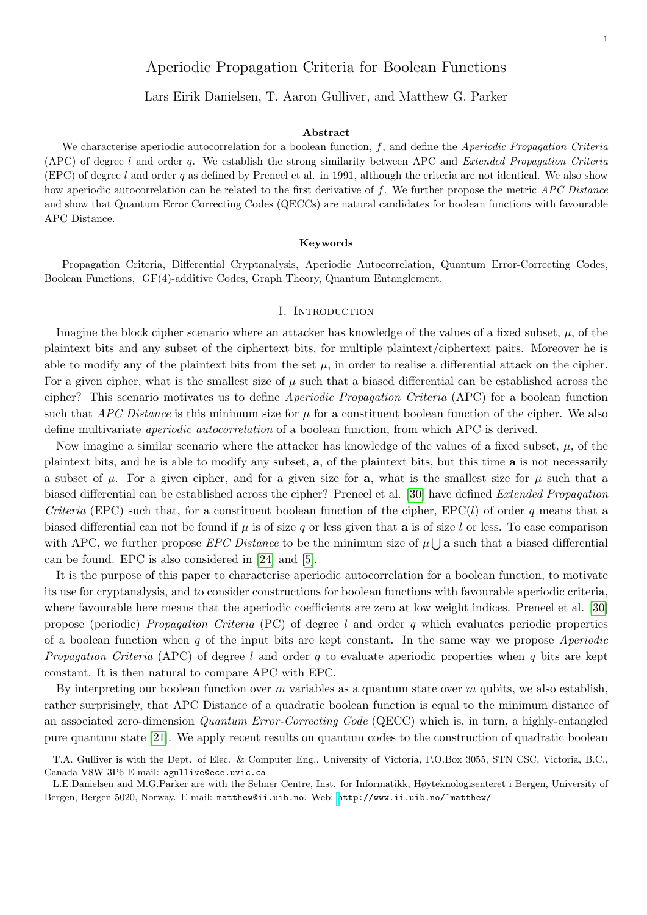# Aperiodic Propagation Criteria for Boolean Functions

Lars Eirik Danielsen, T. Aaron Gulliver, and Matthew G. Parker

### Abstract

We characterise aperiodic autocorrelation for a boolean function, $f$, and define the *Aperiodic Propagation Criteria* (APC) of degree $l$ and order $q$. We establish the strong similarity between APC and *Extended Propagation Criteria* (EPC) of degree $l$ and order $q$ as defined by Preneel et al. in 1991, although the criteria are not identical. We also show how aperiodic autocorrelation can be related to the first derivative of $f$. We further propose the metric *APC Distance* and show that Quantum Error Correcting Codes (QECCs) are natural candidates for boolean functions with favourable APC Distance.

### Keywords

Propagation Criteria, Differential Cryptanalysis, Aperiodic Autocorrelation, Quantum Error-Correcting Codes, Boolean Functions, GF(4)-additive Codes, Graph Theory, Quantum Entanglement.

## I. Introduction

Imagine the block cipher scenario where an attacker has knowledge of the values of a fixed subset, $\mu$, of the plaintext bits and any subset of the ciphertext bits, for multiple plaintext/ciphertext pairs. Moreover he is able to modify any of the plaintext bits from the set $\mu$, in order to realise a differential attack on the cipher. For a given cipher, what is the smallest size of $\mu$ such that a biased differential can be established across the cipher? This scenario motivates us to define *Aperiodic Propagation Criteria* (APC) for a boolean function such that *APC Distance* is this minimum size for $\mu$ for a constituent boolean function of the cipher. We also define multivariate *aperiodic autocorrelation* of a boolean function, from which APC is derived.

Now imagine a similar scenario where the attacker has knowledge of the values of a fixed subset, $\mu$, of the plaintext bits, and he is able to modify any subset, $\mathbf{a}$, of the plaintext bits, but this time $\mathbf{a}$ is not necessarily a subset of $\mu$. For a given cipher, and for a given size for $\mathbf{a}$, what is the smallest size for $\mu$ such that a biased differential can be established across the cipher? Preneel et al. [30] have defined *Extended Propagation Criteria* (EPC) such that, for a constituent boolean function of the cipher, EPC($l$) of order $q$ means that a biased differential can not be found if $\mu$ is of size $q$ or less given that $\mathbf{a}$ is of size $l$ or less. To ease comparison with APC, we further propose *EPC Distance* to be the minimum size of $\mu \bigcup \mathbf{a}$ such that a biased differential can be found. EPC is also considered in [24] and [5].

It is the purpose of this paper to characterise aperiodic autocorrelation for a boolean function, to motivate its use for cryptanalysis, and to consider constructions for boolean functions with favourable aperiodic criteria, where favourable here means that the aperiodic coefficients are zero at low weight indices. Preneel et al. [30] propose (periodic) *Propagation Criteria* (PC) of degree $l$ and order $q$ which evaluates periodic properties of a boolean function when $q$ of the input bits are kept constant. In the same way we propose *Aperiodic Propagation Criteria* (APC) of degree $l$ and order $q$ to evaluate aperiodic properties when $q$ bits are kept constant. It is then natural to compare APC with EPC.

By interpreting our boolean function over $m$ variables as a quantum state over $m$ qubits, we also establish, rather surprisingly, that APC Distance of a quadratic boolean function is equal to the minimum distance of an associated zero-dimension *Quantum Error-Correcting Code* (QECC) which is, in turn, a highly-entangled pure quantum state [21]. We apply recent results on quantum codes to the construction of quadratic boolean

T.A. Gulliver is with the Dept. of Elec. & Computer Eng., University of Victoria, P.O.Box 3055, STN CSC, Victoria, B.C., Canada V8W 3P6 E-mail: agullive@ece.uvic.ca

L.E.Danielsen and M.G.Parker are with the Selmer Centre, Inst. for Informatikk, Høyteknologisenteret i Bergen, University of Bergen, Bergen 5020, Norway. E-mail: matthew@ii.uib.no. Web: http://www.ii.uib.no/~matthew/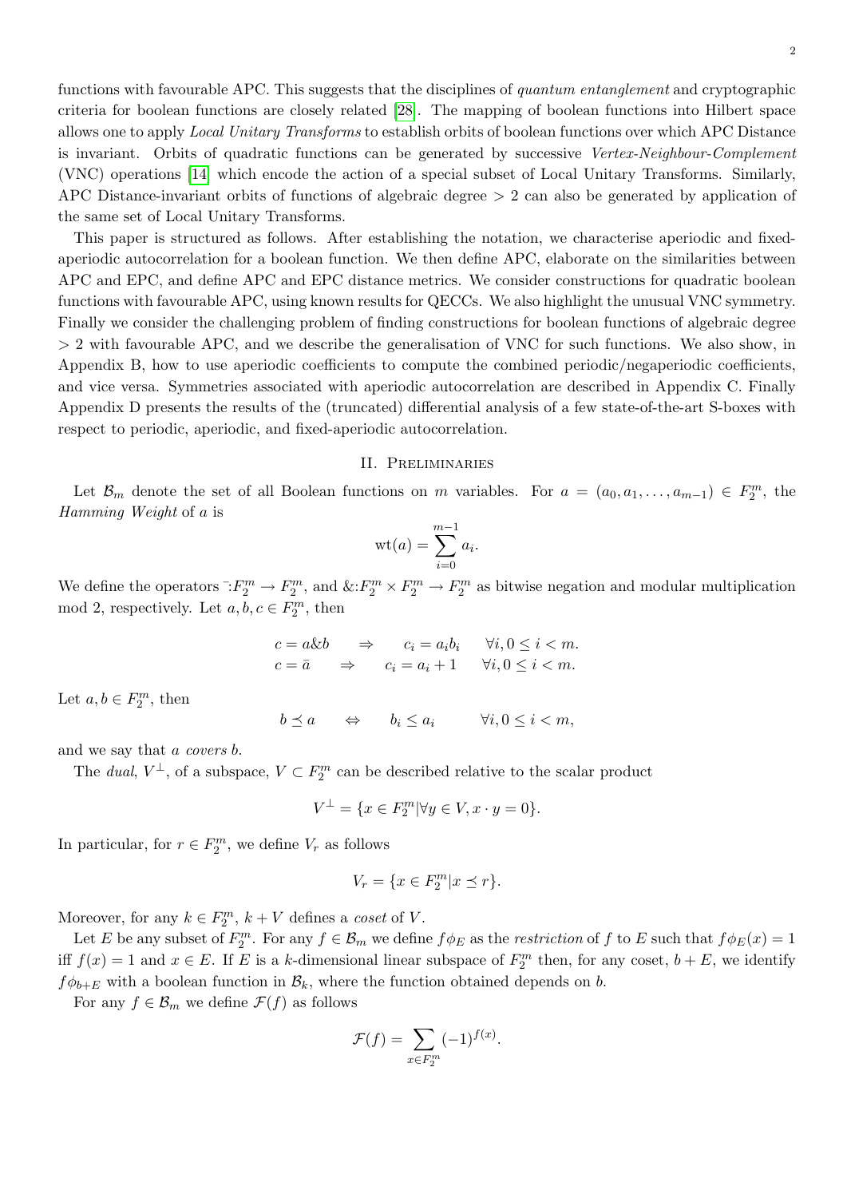functions with favourable APC. This suggests that the disciplines of *quantum entanglement* and cryptographic criteria for boolean functions are closely related [28]. The mapping of boolean functions into Hilbert space allows one to apply *Local Unitary Transforms* to establish orbits of boolean functions over which APC Distance is invariant. Orbits of quadratic functions can be generated by successive *Vertex-Neighbour-Complement* (VNC) operations [14] which encode the action of a special subset of Local Unitary Transforms. Similarly, APC Distance-invariant orbits of functions of algebraic degree $> 2$ can also be generated by application of the same set of Local Unitary Transforms.

This paper is structured as follows. After establishing the notation, we characterise aperiodic and fixed-aperiodic autocorrelation for a boolean function. We then define APC, elaborate on the similarities between APC and EPC, and define APC and EPC distance metrics. We consider constructions for quadratic boolean functions with favourable APC, using known results for QECCs. We also highlight the unusual VNC symmetry. Finally we consider the challenging problem of finding constructions for boolean functions of algebraic degree $> 2$ with favourable APC, and we describe the generalisation of VNC for such functions. We also show, in Appendix B, how to use aperiodic coefficients to compute the combined periodic/negaperiodic coefficients, and vice versa. Symmetries associated with aperiodic autocorrelation are described in Appendix C. Finally Appendix D presents the results of the (truncated) differential analysis of a few state-of-the-art S-boxes with respect to periodic, aperiodic, and fixed-aperiodic autocorrelation.

## II. Preliminaries

Let $\mathcal{B}_m$ denote the set of all Boolean functions on $m$ variables. For $a = (a_0, a_1, \ldots, a_{m-1}) \in F_2^m$, the *Hamming Weight* of $a$ is

$$\mathrm{wt}(a) = \sum_{i=0}^{m-1} a_i.$$

We define the operators $\bar{\ }: F_2^m \to F_2^m$, and $\&: F_2^m \times F_2^m \to F_2^m$ as bitwise negation and modular multiplication mod 2, respectively. Let $a, b, c \in F_2^m$, then

$$\begin{array}{lll} c = a\&b & \Rightarrow & c_i = a_i b_i \quad \forall i, 0 \le i < m. \\ c = \bar{a} & \Rightarrow & c_i = a_i + 1 \quad \forall i, 0 \le i < m. \end{array}$$

Let $a, b \in F_2^m$, then

$$b \preceq a \quad \Leftrightarrow \quad b_i \le a_i \qquad \forall i, 0 \le i < m,$$

and we say that $a$ *covers* $b$.

The *dual*, $V^\perp$, of a subspace, $V \subset F_2^m$ can be described relative to the scalar product

$$V^\perp = \{x \in F_2^m | \forall y \in V, x \cdot y = 0\}.$$

In particular, for $r \in F_2^m$, we define $V_r$ as follows

$$V_r = \{x \in F_2^m | x \preceq r\}.$$

Moreover, for any $k \in F_2^m$, $k + V$ defines a *coset* of $V$.

Let $E$ be any subset of $F_2^m$. For any $f \in \mathcal{B}_m$ we define $f\phi_E$ as the *restriction* of $f$ to $E$ such that $f\phi_E(x) = 1$ iff $f(x) = 1$ and $x \in E$. If $E$ is a $k$-dimensional linear subspace of $F_2^m$ then, for any coset, $b + E$, we identify $f\phi_{b+E}$ with a boolean function in $\mathcal{B}_k$, where the function obtained depends on $b$.

For any $f \in \mathcal{B}_m$ we define $\mathcal{F}(f)$ as follows

$$\mathcal{F}(f) = \sum_{x \in F_2^m} (-1)^{f(x)}.$$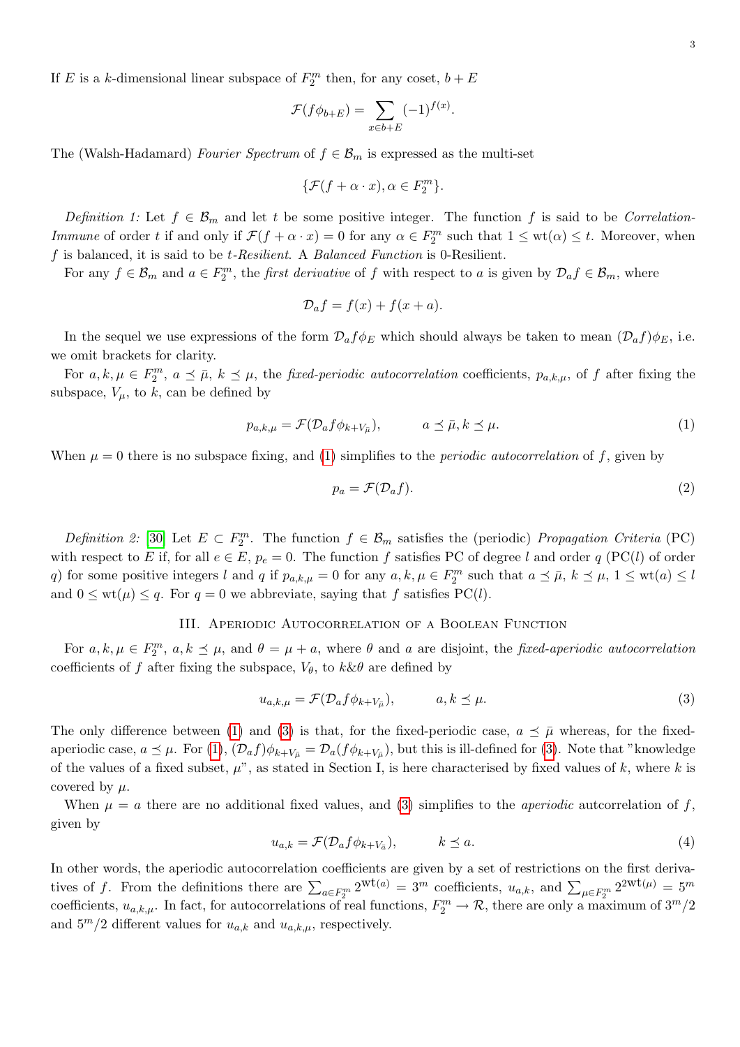If $E$ is a $k$-dimensional linear subspace of $F_2^m$ then, for any coset, $b + E$

$$\mathcal{F}(f\phi_{b+E}) = \sum_{x \in b+E} (-1)^{f(x)}.$$

The (Walsh-Hadamard) *Fourier Spectrum* of $f \in \mathcal{B}_m$ is expressed as the multi-set

$$\{\mathcal{F}(f + \alpha \cdot x), \alpha \in F_2^m\}.$$

*Definition 1:* Let $f \in \mathcal{B}_m$ and let $t$ be some positive integer. The function $f$ is said to be *Correlation-Immune* of order $t$ if and only if $\mathcal{F}(f + \alpha \cdot x) = 0$ for any $\alpha \in F_2^m$ such that $1 \leq \text{wt}(\alpha) \leq t$. Moreover, when $f$ is balanced, it is said to be *t-Resilient*. A *Balanced Function* is 0-Resilient.

For any $f \in \mathcal{B}_m$ and $a \in F_2^m$, the *first derivative* of $f$ with respect to $a$ is given by $\mathcal{D}_a f \in \mathcal{B}_m$, where

$$\mathcal{D}_a f = f(x) + f(x + a).$$

In the sequel we use expressions of the form $\mathcal{D}_a f \phi_E$ which should always be taken to mean $(\mathcal{D}_a f)\phi_E$, i.e. we omit brackets for clarity.

For $a, k, \mu \in F_2^m$, $a \preceq \bar{\mu}$, $k \preceq \mu$, the *fixed-periodic autocorrelation* coefficients, $p_{a,k,\mu}$, of $f$ after fixing the subspace, $V_\mu$, to $k$, can be defined by

$$p_{a,k,\mu} = \mathcal{F}(\mathcal{D}_a f \phi_{k+V_{\bar{\mu}}}), \qquad a \preceq \bar{\mu}, k \preceq \mu. \tag{1}$$

When $\mu = 0$ there is no subspace fixing, and (1) simplifies to the *periodic autocorrelation* of $f$, given by

$$p_a = \mathcal{F}(\mathcal{D}_a f). \tag{2}$$

*Definition 2:* [30] Let $E \subset F_2^m$. The function $f \in \mathcal{B}_m$ satisfies the (periodic) *Propagation Criteria* (PC) with respect to $E$ if, for all $e \in E$, $p_e = 0$. The function $f$ satisfies PC of degree $l$ and order $q$ (PC($l$) of order $q$) for some positive integers $l$ and $q$ if $p_{a,k,\mu} = 0$ for any $a, k, \mu \in F_2^m$ such that $a \preceq \bar{\mu}$, $k \preceq \mu$, $1 \leq \text{wt}(a) \leq l$ and $0 \leq \text{wt}(\mu) \leq q$. For $q = 0$ we abbreviate, saying that $f$ satisfies PC($l$).

## III. Aperiodic Autocorrelation of a Boolean Function

For $a, k, \mu \in F_2^m$, $a, k \preceq \mu$, and $\theta = \mu + a$, where $\theta$ and $a$ are disjoint, the *fixed-aperiodic autocorrelation* coefficients of $f$ after fixing the subspace, $V_\theta$, to $k\&\theta$ are defined by

$$u_{a,k,\mu} = \mathcal{F}(\mathcal{D}_a f \phi_{k+V_{\bar{\mu}}}), \qquad a, k \preceq \mu. \tag{3}$$

The only difference between (1) and (3) is that, for the fixed-periodic case, $a \preceq \bar{\mu}$ whereas, for the fixed-aperiodic case, $a \preceq \mu$. For (1), $(\mathcal{D}_a f)\phi_{k+V_{\bar{\mu}}} = \mathcal{D}_a(f\phi_{k+V_{\bar{\mu}}})$, but this is ill-defined for (3). Note that "knowledge of the values of a fixed subset, $\mu$", as stated in Section I, is here characterised by fixed values of $k$, where $k$ is covered by $\mu$.

When $\mu = a$ there are no additional fixed values, and (3) simplifies to the *aperiodic* autcorrelation of $f$, given by

$$u_{a,k} = \mathcal{F}(\mathcal{D}_a f \phi_{k+V_{\bar{a}}}), \qquad k \preceq a. \tag{4}$$

In other words, the aperiodic autocorrelation coefficients are given by a set of restrictions on the first derivatives of $f$. From the definitions there are $\sum_{a \in F_2^m} 2^{\text{wt}(a)} = 3^m$ coefficients, $u_{a,k}$, and $\sum_{\mu \in F_2^m} 2^{2\text{wt}(\mu)} = 5^m$ coefficients, $u_{a,k,\mu}$. In fact, for autocorrelations of real functions, $F_2^m \rightarrow \mathcal{R}$, there are only a maximum of $3^m/2$ and $5^m/2$ different values for $u_{a,k}$ and $u_{a,k,\mu}$, respectively.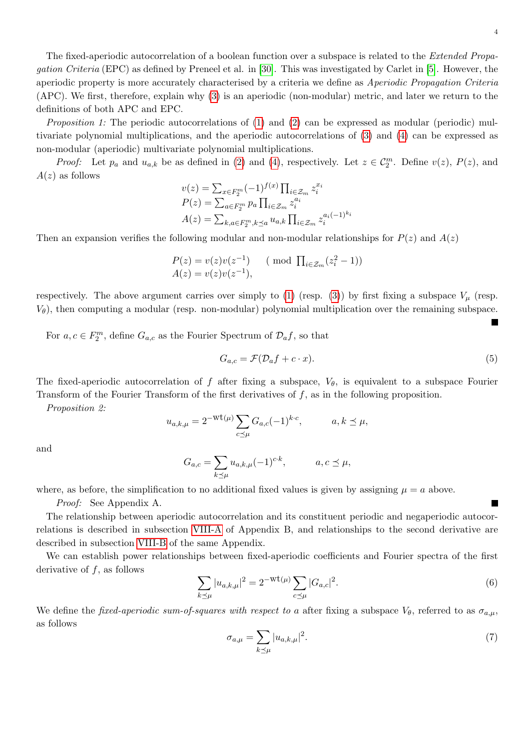The fixed-aperiodic autocorrelation of a boolean function over a subspace is related to the *Extended Propagation Criteria* (EPC) as defined by Preneel et al. in [30]. This was investigated by Carlet in [5]. However, the aperiodic property is more accurately characterised by a criteria we define as *Aperiodic Propagation Criteria* (APC). We first, therefore, explain why (3) is an aperiodic (non-modular) metric, and later we return to the definitions of both APC and EPC.

*Proposition 1:* The periodic autocorrelations of (1) and (2) can be expressed as modular (periodic) multivariate polynomial multiplications, and the aperiodic autocorrelations of (3) and (4) can be expressed as non-modular (aperiodic) multivariate polynomial multiplications.

*Proof:* Let $p_a$ and $u_{a,k}$ be as defined in (2) and (4), respectively. Let $z \in \mathcal{C}_2^m$. Define $v(z)$, $P(z)$, and $A(z)$ as follows

$$
\begin{array}{l}
v(z) = \sum_{x \in F_2^m} (-1)^{f(x)} \prod_{i \in \mathcal{Z}_m} z_i^{x_i} \\
P(z) = \sum_{a \in F_2^m} p_a \prod_{i \in \mathcal{Z}_m} z_i^{a_i} \\
A(z) = \sum_{k,a \in F_2^m, k \preceq a} u_{a,k} \prod_{i \in \mathcal{Z}_m} z_i^{a_i(-1)^{k_i}}
\end{array}
$$

Then an expansion verifies the following modular and non-modular relationships for $P(z)$ and $A(z)$

$$
\begin{array}{ll}
P(z) = v(z)v(z^{-1}) & \pmod{\prod_{i \in \mathcal{Z}_m}(z_i^2 - 1)} \\
A(z) = v(z)v(z^{-1}), &
\end{array}
$$

respectively. The above argument carries over simply to (1) (resp. (3)) by first fixing a subspace $V_\mu$ (resp. $V_\theta$), then computing a modular (resp. non-modular) polynomial multiplication over the remaining subspace. ∎

For $a, c \in F_2^m$, define $G_{a,c}$ as the Fourier Spectrum of $\mathcal{D}_a f$, so that

$$
G_{a,c} = \mathcal{F}(\mathcal{D}_a f + c \cdot x). \tag{5}
$$

The fixed-aperiodic autocorrelation of $f$ after fixing a subspace, $V_\theta$, is equivalent to a subspace Fourier Transform of the Fourier Transform of the first derivatives of $f$, as in the following proposition.

*Proposition 2:*

$$
u_{a,k,\mu} = 2^{-\mathrm{wt}(\mu)} \sum_{c \preceq \mu} G_{a,c}(-1)^{k \cdot c}, \qquad a, k \preceq \mu,
$$

and

$$
G_{a,c} = \sum_{k \preceq \mu} u_{a,k,\mu}(-1)^{c \cdot k}, \qquad a, c \preceq \mu,
$$

where, as before, the simplification to no additional fixed values is given by assigning $\mu = a$ above.

*Proof:* See Appendix A. ∎

The relationship between aperiodic autocorrelation and its constituent periodic and negaperiodic autocorrelations is described in subsection VIII-A of Appendix B, and relationships to the second derivative are described in subsection VIII-B of the same Appendix.

We can establish power relationships between fixed-aperiodic coefficients and Fourier spectra of the first derivative of $f$, as follows

$$
\sum_{k \preceq \mu} |u_{a,k,\mu}|^2 = 2^{-\mathrm{wt}(\mu)} \sum_{c \preceq \mu} |G_{a,c}|^2. \tag{6}
$$

We define the *fixed-aperiodic sum-of-squares with respect to* $a$ after fixing a subspace $V_\theta$, referred to as $\sigma_{a,\mu}$, as follows

$$
\sigma_{a,\mu} = \sum_{k \preceq \mu} |u_{a,k,\mu}|^2. \tag{7}
$$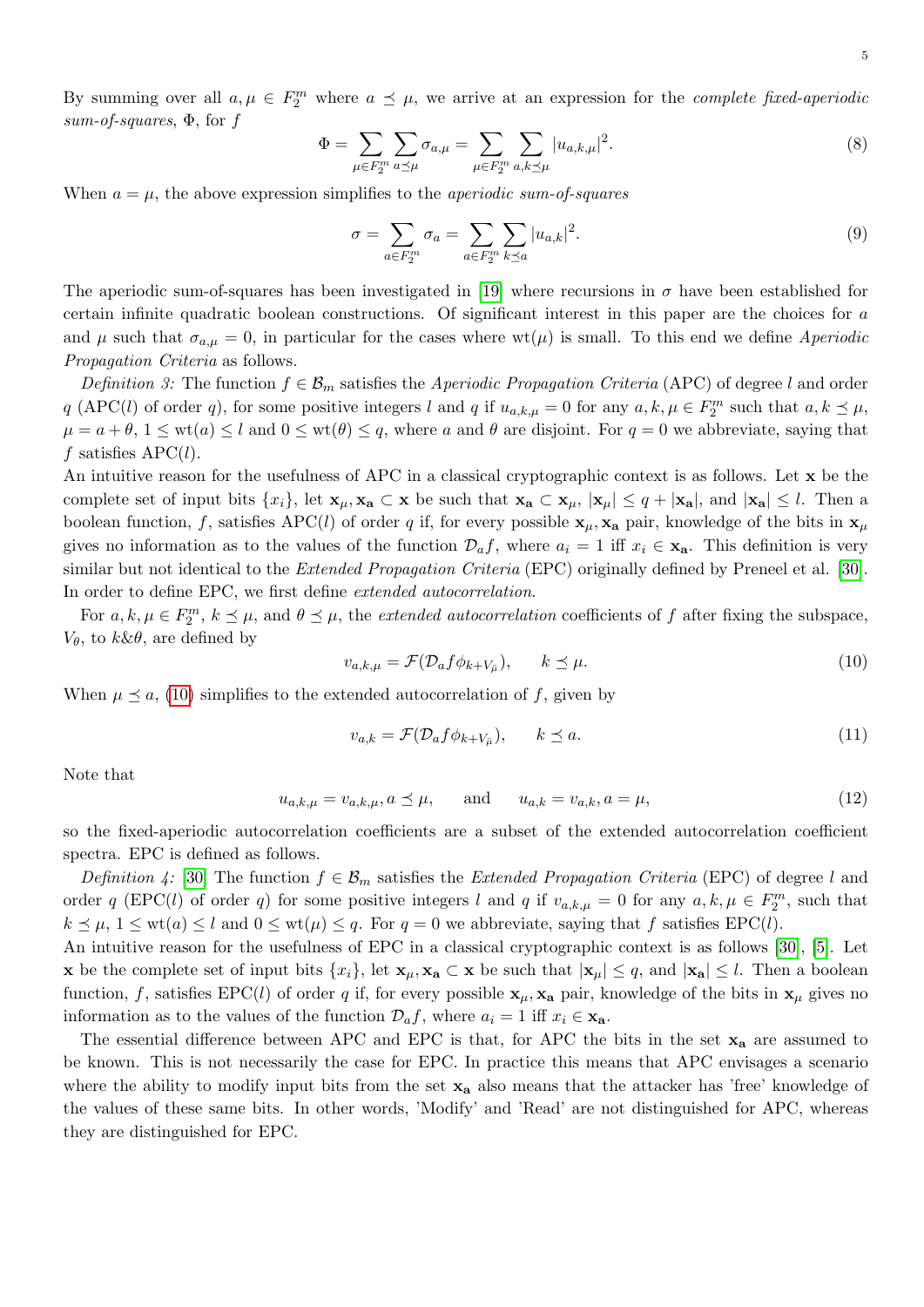By summing over all $a, \mu \in F_2^m$ where $a \preceq \mu$, we arrive at an expression for the *complete fixed-aperiodic sum-of-squares*, $\Phi$, for $f$

$$\Phi = \sum_{\mu \in F_2^m} \sum_{a \preceq \mu} \sigma_{a,\mu} = \sum_{\mu \in F_2^m} \sum_{a,k \preceq \mu} |u_{a,k,\mu}|^2. \tag{8}$$

When $a = \mu$, the above expression simplifies to the *aperiodic sum-of-squares*

$$\sigma = \sum_{a \in F_2^m} \sigma_a = \sum_{a \in F_2^m} \sum_{k \preceq a} |u_{a,k}|^2. \tag{9}$$

The aperiodic sum-of-squares has been investigated in [19] where recursions in $\sigma$ have been established for certain infinite quadratic boolean constructions. Of significant interest in this paper are the choices for $a$ and $\mu$ such that $\sigma_{a,\mu} = 0$, in particular for the cases where $\mathrm{wt}(\mu)$ is small. To this end we define *Aperiodic Propagation Criteria* as follows.

*Definition 3:* The function $f \in \mathcal{B}_m$ satisfies the *Aperiodic Propagation Criteria* (APC) of degree $l$ and order $q$ (APC($l$) of order $q$), for some positive integers $l$ and $q$ if $u_{a,k,\mu} = 0$ for any $a, k, \mu \in F_2^m$ such that $a, k \preceq \mu$, $\mu = a + \theta$, $1 \le \mathrm{wt}(a) \le l$ and $0 \le \mathrm{wt}(\theta) \le q$, where $a$ and $\theta$ are disjoint. For $q = 0$ we abbreviate, saying that $f$ satisfies APC($l$).

An intuitive reason for the usefulness of APC in a classical cryptographic context is as follows. Let $\mathbf{x}$ be the complete set of input bits $\{x_i\}$, let $\mathbf{x}_\mu, \mathbf{x_a} \subset \mathbf{x}$ be such that $\mathbf{x_a} \subset \mathbf{x}_\mu$, $|\mathbf{x}_\mu| \le q + |\mathbf{x_a}|$, and $|\mathbf{x_a}| \le l$. Then a boolean function, $f$, satisfies APC($l$) of order $q$ if, for every possible $\mathbf{x}_\mu, \mathbf{x_a}$ pair, knowledge of the bits in $\mathbf{x}_\mu$ gives no information as to the values of the function $\mathcal{D}_a f$, where $a_i = 1$ iff $x_i \in \mathbf{x_a}$. This definition is very similar but not identical to the *Extended Propagation Criteria* (EPC) originally defined by Preneel et al. [30]. In order to define EPC, we first define *extended autocorrelation*.

For $a, k, \mu \in F_2^m$, $k \preceq \mu$, and $\theta \preceq \mu$, the *extended autocorrelation* coefficients of $f$ after fixing the subspace, $V_\theta$, to $k \& \theta$, are defined by

$$v_{a,k,\mu} = \mathcal{F}(\mathcal{D}_a f \phi_{k+V_{\bar{\mu}}}), \qquad k \preceq \mu. \tag{10}$$

When $\mu \preceq a$, (10) simplifies to the extended autocorrelation of $f$, given by

$$v_{a,k} = \mathcal{F}(\mathcal{D}_a f \phi_{k+V_{\bar{a}}}), \qquad k \preceq a. \tag{11}$$

Note that

$$u_{a,k,\mu} = v_{a,k,\mu}, a \preceq \mu, \qquad \text{and} \qquad u_{a,k} = v_{a,k}, a = \mu, \tag{12}$$

so the fixed-aperiodic autocorrelation coefficients are a subset of the extended autocorrelation coefficient spectra. EPC is defined as follows.

*Definition 4:* [30] The function $f \in \mathcal{B}_m$ satisfies the *Extended Propagation Criteria* (EPC) of degree $l$ and order $q$ (EPC($l$) of order $q$) for some positive integers $l$ and $q$ if $v_{a,k,\mu} = 0$ for any $a, k, \mu \in F_2^m$, such that $k \preceq \mu$, $1 \le \mathrm{wt}(a) \le l$ and $0 \le \mathrm{wt}(\mu) \le q$. For $q = 0$ we abbreviate, saying that $f$ satisfies EPC($l$).

An intuitive reason for the usefulness of EPC in a classical cryptographic context is as follows [30], [5]. Let $\mathbf{x}$ be the complete set of input bits $\{x_i\}$, let $\mathbf{x}_\mu, \mathbf{x_a} \subset \mathbf{x}$ be such that $|\mathbf{x}_\mu| \le q$, and $|\mathbf{x_a}| \le l$. Then a boolean function, $f$, satisfies EPC($l$) of order $q$ if, for every possible $\mathbf{x}_\mu, \mathbf{x_a}$ pair, knowledge of the bits in $\mathbf{x}_\mu$ gives no information as to the values of the function $\mathcal{D}_a f$, where $a_i = 1$ iff $x_i \in \mathbf{x_a}$.

The essential difference between APC and EPC is that, for APC the bits in the set $\mathbf{x_a}$ are assumed to be known. This is not necessarily the case for EPC. In practice this means that APC envisages a scenario where the ability to modify input bits from the set $\mathbf{x_a}$ also means that the attacker has 'free' knowledge of the values of these same bits. In other words, 'Modify' and 'Read' are not distinguished for APC, whereas they are distinguished for EPC.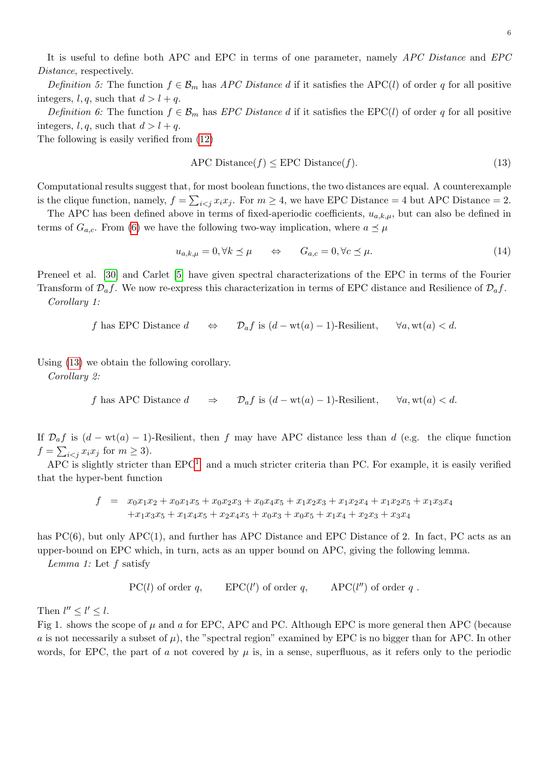It is useful to define both APC and EPC in terms of one parameter, namely *APC Distance* and *EPC Distance*, respectively.

*Definition 5:* The function $f \in \mathcal{B}_m$ has *APC Distance* $d$ if it satisfies the APC($l$) of order $q$ for all positive integers, $l, q$, such that $d > l + q$.

*Definition 6:* The function $f \in \mathcal{B}_m$ has *EPC Distance* $d$ if it satisfies the EPC($l$) of order $q$ for all positive integers, $l, q$, such that $d > l + q$.

The following is easily verified from (12)

$$\text{APC Distance}(f) \leq \text{EPC Distance}(f). \tag{13}$$

Computational results suggest that, for most boolean functions, the two distances are equal. A counterexample is the clique function, namely, $f = \sum_{i<j} x_i x_j$. For $m \geq 4$, we have EPC Distance = 4 but APC Distance = 2.

The APC has been defined above in terms of fixed-aperiodic coefficients, $u_{a,k,\mu}$, but can also be defined in terms of $G_{a,c}$. From (6) we have the following two-way implication, where $a \preceq \mu$

$$u_{a,k,\mu} = 0, \forall k \preceq \mu \qquad \Leftrightarrow \qquad G_{a,c} = 0, \forall c \preceq \mu. \tag{14}$$

Preneel et al. [30] and Carlet [5] have given spectral characterizations of the EPC in terms of the Fourier Transform of $\mathcal{D}_a f$. We now re-express this characterization in terms of EPC distance and Resilience of $\mathcal{D}_a f$.

*Corollary 1:*

$$f \text{ has EPC Distance } d \qquad \Leftrightarrow \qquad \mathcal{D}_a f \text{ is } (d - \text{wt}(a) - 1)\text{-Resilient}, \qquad \forall a, \text{wt}(a) < d.$$

Using (13) we obtain the following corollary.

*Corollary 2:*

$$f \text{ has APC Distance } d \qquad \Rightarrow \qquad \mathcal{D}_a f \text{ is } (d - \text{wt}(a) - 1)\text{-Resilient}, \qquad \forall a, \text{wt}(a) < d.$$

If $\mathcal{D}_a f$ is $(d - \text{wt}(a) - 1)$-Resilient, then $f$ may have APC distance less than $d$ (e.g. the clique function $f = \sum_{i<j} x_i x_j$ for $m \geq 3$).

APC is slightly stricter than EPC[1] and a much stricter criteria than PC. For example, it is easily verified that the hyper-bent function

$$\begin{aligned} f &= x_0x_1x_2 + x_0x_1x_5 + x_0x_2x_3 + x_0x_4x_5 + x_1x_2x_3 + x_1x_2x_4 + x_1x_2x_5 + x_1x_3x_4 \\ &\quad + x_1x_3x_5 + x_1x_4x_5 + x_2x_4x_5 + x_0x_3 + x_0x_5 + x_1x_4 + x_2x_3 + x_3x_4 \end{aligned}$$

has PC(6), but only APC(1), and further has APC Distance and EPC Distance of 2. In fact, PC acts as an upper-bound on EPC which, in turn, acts as an upper bound on APC, giving the following lemma.

*Lemma 1:* Let $f$ satisfy

$$\text{PC}(l) \text{ of order } q, \qquad \text{EPC}(l') \text{ of order } q, \qquad \text{APC}(l'') \text{ of order } q\ .$$

Then $l'' \leq l' \leq l$.

Fig 1. shows the scope of $\mu$ and $a$ for EPC, APC and PC. Although EPC is more general then APC (because $a$ is not necessarily a subset of $\mu$), the "spectral region" examined by EPC is no bigger than for APC. In other words, for EPC, the part of $a$ not covered by $\mu$ is, in a sense, superfluous, as it refers only to the periodic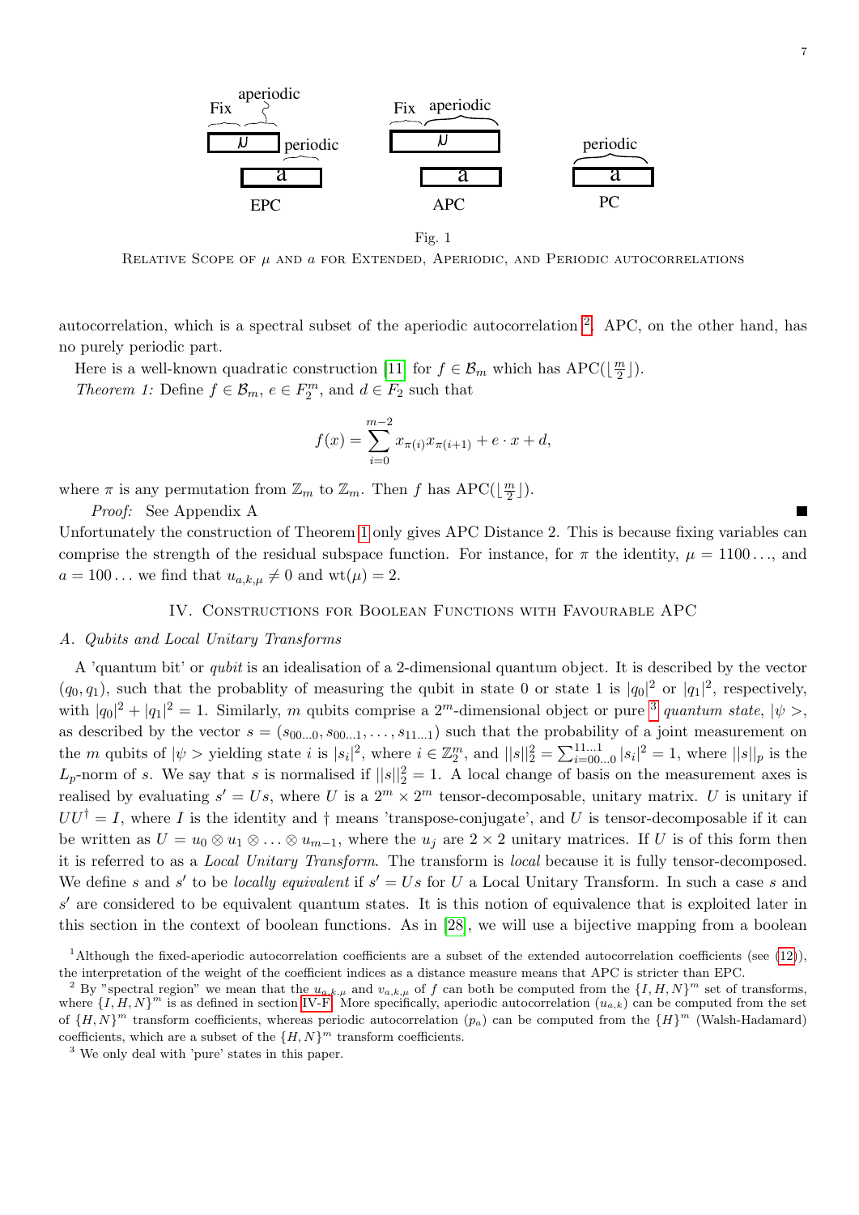Fix aperiodic

$\mu$ periodic

a

EPC

Fix aperiodic

$\mu$

a

APC

periodic

a

PC

Fig. 1

Relative Scope of $\mu$ and $a$ for Extended, Aperiodic, and Periodic autocorrelations

autocorrelation, which is a spectral subset of the aperiodic autocorrelation [2]. APC, on the other hand, has no purely periodic part.

Here is a well-known quadratic construction [11] for $f \in \mathcal{B}_m$ which has APC($\lfloor \frac{m}{2} \rfloor$).

*Theorem 1:* Define $f \in \mathcal{B}_m$, $e \in F_2^m$, and $d \in F_2$ such that

$$f(x) = \sum_{i=0}^{m-2} x_{\pi(i)} x_{\pi(i+1)} + e \cdot x + d,$$

where $\pi$ is any permutation from $\mathbb{Z}_m$ to $\mathbb{Z}_m$. Then $f$ has APC($\lfloor \frac{m}{2} \rfloor$).

*Proof:* See Appendix A ∎

Unfortunately the construction of Theorem 1 only gives APC Distance 2. This is because fixing variables can comprise the strength of the residual subspace function. For instance, for $\pi$ the identity, $\mu = 1100\ldots$, and $a = 100\ldots$ we find that $u_{a,k,\mu} \neq 0$ and $\text{wt}(\mu) = 2$.

## IV. Constructions for Boolean Functions with Favourable APC

### A. Qubits and Local Unitary Transforms

A 'quantum bit' or *qubit* is an idealisation of a 2-dimensional quantum object. It is described by the vector $(q_0, q_1)$, such that the probablity of measuring the qubit in state 0 or state 1 is $|q_0|^2$ or $|q_1|^2$, respectively, with $|q_0|^2 + |q_1|^2 = 1$. Similarly, $m$ qubits comprise a $2^m$-dimensional object or pure [3] *quantum state*, $|\psi>$, as described by the vector $s = (s_{00\ldots0}, s_{00\ldots1}, \ldots, s_{11\ldots1})$ such that the probability of a joint measurement on the $m$ qubits of $|\psi>$ yielding state $i$ is $|s_i|^2$, where $i \in \mathbb{Z}_2^m$, and $||s||_2^2 = \sum_{i=00\ldots0}^{11\ldots1} |s_i|^2 = 1$, where $||s||_p$ is the $L_p$-norm of $s$. We say that $s$ is normalised if $||s||_2^2 = 1$. A local change of basis on the measurement axes is realised by evaluating $s' = Us$, where $U$ is a $2^m \times 2^m$ tensor-decomposable, unitary matrix. $U$ is unitary if $UU^\dagger = I$, where $I$ is the identity and $\dagger$ means 'transpose-conjugate', and $U$ is tensor-decomposable if it can be written as $U = u_0 \otimes u_1 \otimes \ldots \otimes u_{m-1}$, where the $u_j$ are $2 \times 2$ unitary matrices. If $U$ is of this form then it is referred to as a *Local Unitary Transform*. The transform is *local* because it is fully tensor-decomposed. We define $s$ and $s'$ to be *locally equivalent* if $s' = Us$ for $U$ a Local Unitary Transform. In such a case $s$ and $s'$ are considered to be equivalent quantum states. It is this notion of equivalence that is exploited later in this section in the context of boolean functions. As in [28], we will use a bijective mapping from a boolean

[1] Although the fixed-aperiodic autocorrelation coefficients are a subset of the extended autocorrelation coefficients (see (12)), the interpretation of the weight of the coefficient indices as a distance measure means that APC is stricter than EPC.

[2] By "spectral region" we mean that the $u_{a,k,\mu}$ and $v_{a,k,\mu}$ of $f$ can both be computed from the $\{I, H, N\}^m$ set of transforms, where $\{I, H, N\}^m$ is as defined in section IV-F. More specifically, aperiodic autocorrelation ($u_{a,k}$) can be computed from the set of $\{H, N\}^m$ transform coefficients, whereas periodic autocorrelation ($p_a$) can be computed from the $\{H\}^m$ (Walsh-Hadamard) coefficients, which are a subset of the $\{H, N\}^m$ transform coefficients.

[3] We only deal with 'pure' states in this paper.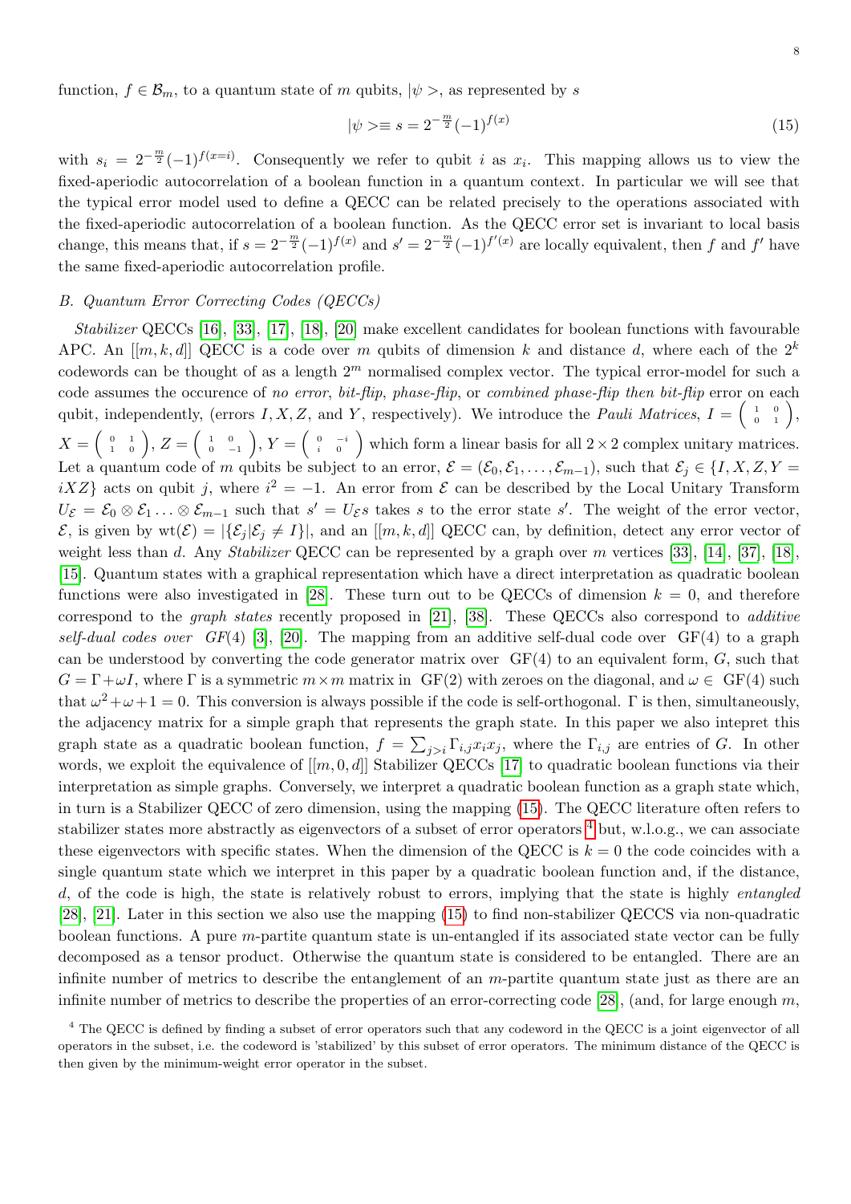function, $f \in \mathcal{B}_m$, to a quantum state of $m$ qubits, $|\psi>$, as represented by $s$

$$|\psi> \equiv s = 2^{-\frac{m}{2}}(-1)^{f(x)} \tag{15}$$

with $s_i = 2^{-\frac{m}{2}}(-1)^{f(x=i)}$. Consequently we refer to qubit $i$ as $x_i$. This mapping allows us to view the fixed-aperiodic autocorrelation of a boolean function in a quantum context. In particular we will see that the typical error model used to define a QECC can be related precisely to the operations associated with the fixed-aperiodic autocorrelation of a boolean function. As the QECC error set is invariant to local basis change, this means that, if $s = 2^{-\frac{m}{2}}(-1)^{f(x)}$ and $s' = 2^{-\frac{m}{2}}(-1)^{f'(x)}$ are locally equivalent, then $f$ and $f'$ have the same fixed-aperiodic autocorrelation profile.

### B. Quantum Error Correcting Codes (QECCs)

*Stabilizer* QECCs [16], [33], [17], [18], [20] make excellent candidates for boolean functions with favourable APC. An $[[m,k,d]]$ QECC is a code over $m$ qubits of dimension $k$ and distance $d$, where each of the $2^k$ codewords can be thought of as a length $2^m$ normalised complex vector. The typical error-model for such a code assumes the occurence of *no error*, *bit-flip*, *phase-flip*, or *combined phase-flip then bit-flip* error on each qubit, independently, (errors $I, X, Z$, and $Y$, respectively). We introduce the *Pauli Matrices*, $I = \begin{pmatrix} 1 & 0 \\ 0 & 1 \end{pmatrix}$, $X = \begin{pmatrix} 0 & 1 \\ 1 & 0 \end{pmatrix}$, $Z = \begin{pmatrix} 1 & 0 \\ 0 & -1 \end{pmatrix}$, $Y = \begin{pmatrix} 0 & -i \\ i & 0 \end{pmatrix}$ which form a linear basis for all $2 \times 2$ complex unitary matrices. Let a quantum code of $m$ qubits be subject to an error, $\mathcal{E} = (\mathcal{E}_0, \mathcal{E}_1, \ldots, \mathcal{E}_{m-1})$, such that $\mathcal{E}_j \in \{I, X, Z, Y = iXZ\}$ acts on qubit $j$, where $i^2 = -1$. An error from $\mathcal{E}$ can be described by the Local Unitary Transform $U_{\mathcal{E}} = \mathcal{E}_0 \otimes \mathcal{E}_1 \ldots \otimes \mathcal{E}_{m-1}$ such that $s' = U_{\mathcal{E}} s$ takes $s$ to the error state $s'$. The weight of the error vector, $\mathcal{E}$, is given by $\text{wt}(\mathcal{E}) = |\{\mathcal{E}_j | \mathcal{E}_j \neq I\}|$, and an $[[m,k,d]]$ QECC can, by definition, detect any error vector of weight less than $d$. Any *Stabilizer* QECC can be represented by a graph over $m$ vertices [33], [14], [37], [18], [15]. Quantum states with a graphical representation which have a direct interpretation as quadratic boolean functions were also investigated in [28]. These turn out to be QECCs of dimension $k = 0$, and therefore correspond to the *graph states* recently proposed in [21], [38]. These QECCs also correspond to *additive self-dual codes over* $\text{GF}(4)$ [3], [20]. The mapping from an additive self-dual code over $\text{GF}(4)$ to a graph can be understood by converting the code generator matrix over $\text{GF}(4)$ to an equivalent form, $G$, such that $G = \Gamma + \omega I$, where $\Gamma$ is a symmetric $m \times m$ matrix in $\text{GF}(2)$ with zeroes on the diagonal, and $\omega \in \text{GF}(4)$ such that $\omega^2 + \omega + 1 = 0$. This conversion is always possible if the code is self-orthogonal. $\Gamma$ is then, simultaneously, the adjacency matrix for a simple graph that represents the graph state. In this paper we also intepret this graph state as a quadratic boolean function, $f = \sum_{j>i} \Gamma_{i,j} x_i x_j$, where the $\Gamma_{i,j}$ are entries of $G$. In other words, we exploit the equivalence of $[[m,0,d]]$ Stabilizer QECCs [17] to quadratic boolean functions via their interpretation as simple graphs. Conversely, we interpret a quadratic boolean function as a graph state which, in turn is a Stabilizer QECC of zero dimension, using the mapping (15). The QECC literature often refers to stabilizer states more abstractly as eigenvectors of a subset of error operators [4] but, w.l.o.g., we can associate these eigenvectors with specific states. When the dimension of the QECC is $k = 0$ the code coincides with a single quantum state which we interpret in this paper by a quadratic boolean function and, if the distance, $d$, of the code is high, the state is relatively robust to errors, implying that the state is highly *entangled* [28], [21]. Later in this section we also use the mapping (15) to find non-stabilizer QECCS via non-quadratic boolean functions. A pure $m$-partite quantum state is un-entangled if its associated state vector can be fully decomposed as a tensor product. Otherwise the quantum state is considered to be entangled. There are an infinite number of metrics to describe the entanglement of an $m$-partite quantum state just as there are an infinite number of metrics to describe the properties of an error-correcting code [28], (and, for large enough $m$,

[4] The QECC is defined by finding a subset of error operators such that any codeword in the QECC is a joint eigenvector of all operators in the subset, i.e. the codeword is 'stabilized' by this subset of error operators. The minimum distance of the QECC is then given by the minimum-weight error operator in the subset.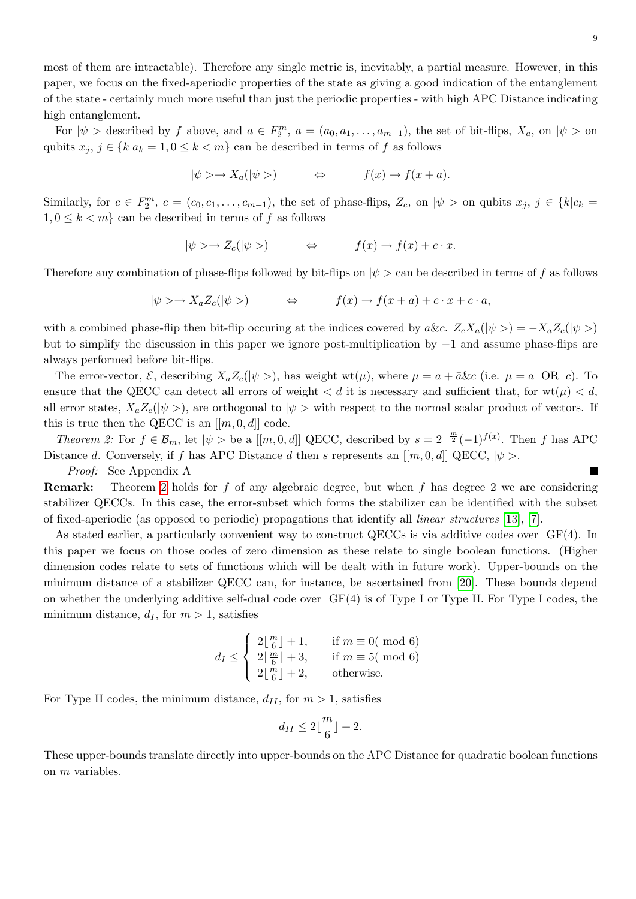most of them are intractable). Therefore any single metric is, inevitably, a partial measure. However, in this paper, we focus on the fixed-aperiodic properties of the state as giving a good indication of the entanglement of the state - certainly much more useful than just the periodic properties - with high APC Distance indicating high entanglement.

For $|\psi>$ described by $f$ above, and $a \in F_2^m$, $a = (a_0, a_1, \ldots, a_{m-1})$, the set of bit-flips, $X_a$, on $|\psi>$ on qubits $x_j$, $j \in \{k | a_k = 1, 0 \leq k < m\}$ can be described in terms of $f$ as follows

$$|\psi> \rightarrow X_a(|\psi>) \qquad \Leftrightarrow \qquad f(x) \rightarrow f(x+a).$$

Similarly, for $c \in F_2^m$, $c = (c_0, c_1, \ldots, c_{m-1})$, the set of phase-flips, $Z_c$, on $|\psi>$ on qubits $x_j$, $j \in \{k | c_k = 1, 0 \leq k < m\}$ can be described in terms of $f$ as follows

$$|\psi> \rightarrow Z_c(|\psi>) \qquad \Leftrightarrow \qquad f(x) \rightarrow f(x) + c \cdot x.$$

Therefore any combination of phase-flips followed by bit-flips on $|\psi>$ can be described in terms of $f$ as follows

$$|\psi> \rightarrow X_a Z_c(|\psi>) \qquad \Leftrightarrow \qquad f(x) \rightarrow f(x+a) + c \cdot x + c \cdot a,$$

with a combined phase-flip then bit-flip occuring at the indices covered by $a \& c$. $Z_c X_a(|\psi>) = -X_a Z_c(|\psi>)$ but to simplify the discussion in this paper we ignore post-multiplication by $-1$ and assume phase-flips are always performed before bit-flips.

The error-vector, $\mathcal{E}$, describing $X_a Z_c(|\psi>)$, has weight $\text{wt}(\mu)$, where $\mu = a + \bar{a} \& c$ (i.e. $\mu = a$ OR $c$). To ensure that the QECC can detect all errors of weight $< d$ it is necessary and sufficient that, for $\text{wt}(\mu) < d$, all error states, $X_a Z_c(|\psi>)$, are orthogonal to $|\psi>$ with respect to the normal scalar product of vectors. If this is true then the QECC is an $[[m, 0, d]]$ code.

*Theorem 2:* For $f \in \mathcal{B}_m$, let $|\psi>$ be a $[[m, 0, d]]$ QECC, described by $s = 2^{-\frac{m}{2}}(-1)^{f(x)}$. Then $f$ has APC Distance $d$. Conversely, if $f$ has APC Distance $d$ then $s$ represents an $[[m, 0, d]]$ QECC, $|\psi>$.

*Proof:* See Appendix A ∎

**Remark:** Theorem 2 holds for $f$ of any algebraic degree, but when $f$ has degree 2 we are considering stabilizer QECCs. In this case, the error-subset which forms the stabilizer can be identified with the subset of fixed-aperiodic (as opposed to periodic) propagations that identify all *linear structures* [13], [7].

As stated earlier, a particularly convenient way to construct QECCs is via additive codes over GF(4). In this paper we focus on those codes of zero dimension as these relate to single boolean functions. (Higher dimension codes relate to sets of functions which will be dealt with in future work). Upper-bounds on the minimum distance of a stabilizer QECC can, for instance, be ascertained from [20]. These bounds depend on whether the underlying additive self-dual code over GF(4) is of Type I or Type II. For Type I codes, the minimum distance, $d_I$, for $m > 1$, satisfies

$$d_I \leq \begin{cases} 2\lfloor \frac{m}{6} \rfloor + 1, & \text{if } m \equiv 0 (\bmod 6) \\ 2\lfloor \frac{m}{6} \rfloor + 3, & \text{if } m \equiv 5 (\bmod 6) \\ 2\lfloor \frac{m}{6} \rfloor + 2, & \text{otherwise.} \end{cases}$$

For Type II codes, the minimum distance, $d_{II}$, for $m > 1$, satisfies

$$d_{II} \leq 2\lfloor \frac{m}{6} \rfloor + 2.$$

These upper-bounds translate directly into upper-bounds on the APC Distance for quadratic boolean functions on $m$ variables.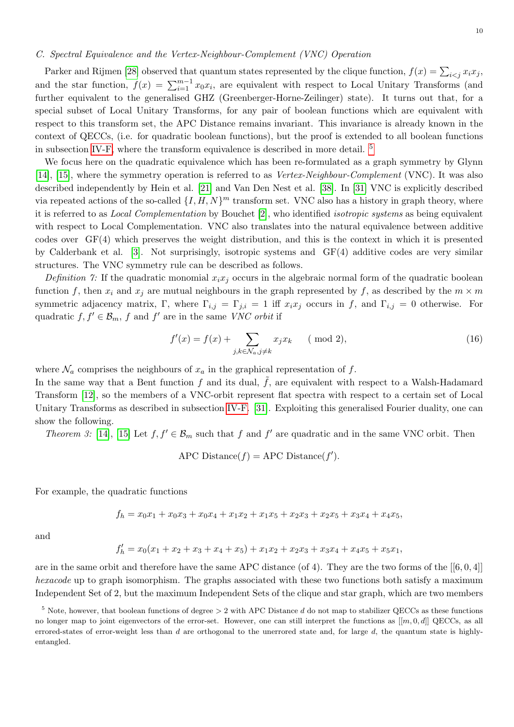### C. Spectral Equivalence and the Vertex-Neighbour-Complement (VNC) Operation

Parker and Rijmen [28] observed that quantum states represented by the clique function, $f(x) = \sum_{i<j} x_i x_j$, and the star function, $f(x) = \sum_{i=1}^{m-1} x_0 x_i$, are equivalent with respect to Local Unitary Transforms (and further equivalent to the generalised GHZ (Greenberger-Horne-Zeilinger) state). It turns out that, for a special subset of Local Unitary Transforms, for any pair of boolean functions which are equivalent with respect to this transform set, the APC Distance remains invariant. This invariance is already known in the context of QECCs, (i.e. for quadratic boolean functions), but the proof is extended to all boolean functions in subsection IV-F, where the transform equivalence is described in more detail. [5]

We focus here on the quadratic equivalence which has been re-formulated as a graph symmetry by Glynn [14], [15], where the symmetry operation is referred to as *Vertex-Neighbour-Complement* (VNC). It was also described independently by Hein et al. [21] and Van Den Nest et al. [38]. In [31] VNC is explicitly described via repeated actions of the so-called $\{I, H, N\}^m$ transform set. VNC also has a history in graph theory, where it is referred to as *Local Complementation* by Bouchet [2], who identified *isotropic systems* as being equivalent with respect to Local Complementation. VNC also translates into the natural equivalence between additive codes over GF(4) which preserves the weight distribution, and this is the context in which it is presented by Calderbank et al. [3]. Not surprisingly, isotropic systems and GF(4) additive codes are very similar structures. The VNC symmetry rule can be described as follows.

*Definition 7:* If the quadratic monomial $x_i x_j$ occurs in the algebraic normal form of the quadratic boolean function $f$, then $x_i$ and $x_j$ are mutual neighbours in the graph represented by $f$, as described by the $m \times m$ symmetric adjacency matrix, $\Gamma$, where $\Gamma_{i,j} = \Gamma_{j,i} = 1$ iff $x_i x_j$ occurs in $f$, and $\Gamma_{i,j} = 0$ otherwise. For quadratic $f, f' \in \mathcal{B}_m$, $f$ and $f'$ are in the same *VNC orbit* if

$$f'(x) = f(x) + \sum_{j,k \in \mathcal{N}_a, j \neq k} x_j x_k \quad (\bmod 2), \tag{16}$$

where $\mathcal{N}_a$ comprises the neighbours of $x_a$ in the graphical representation of $f$.
In the same way that a Bent function $f$ and its dual, $\tilde{f}$, are equivalent with respect to a Walsh-Hadamard Transform [12], so the members of a VNC-orbit represent flat spectra with respect to a certain set of Local Unitary Transforms as described in subsection IV-F. [31]. Exploiting this generalised Fourier duality, one can show the following.

*Theorem 3:* [14], [15] Let $f, f' \in \mathcal{B}_m$ such that $f$ and $f'$ are quadratic and in the same VNC orbit. Then

$$\text{APC Distance}(f) = \text{APC Distance}(f').$$

For example, the quadratic functions

$$f_h = x_0x_1 + x_0x_3 + x_0x_4 + x_1x_2 + x_1x_5 + x_2x_3 + x_2x_5 + x_3x_4 + x_4x_5,$$

and

$$f'_h = x_0(x_1 + x_2 + x_3 + x_4 + x_5) + x_1x_2 + x_2x_3 + x_3x_4 + x_4x_5 + x_5x_1,$$

are in the same orbit and therefore have the same APC distance (of 4). They are the two forms of the $[[6, 0, 4]]$ *hexacode* up to graph isomorphism. The graphs associated with these two functions both satisfy a maximum Independent Set of 2, but the maximum Independent Sets of the clique and star graph, which are two members

[5] Note, however, that boolean functions of degree $> 2$ with APC Distance $d$ do not map to stabilizer QECCs as these functions no longer map to joint eigenvectors of the error-set. However, one can still interpret the functions as $[[m, 0, d]]$ QECCs, as all errored-states of error-weight less than $d$ are orthogonal to the unerrored state and, for large $d$, the quantum state is highly-entangled.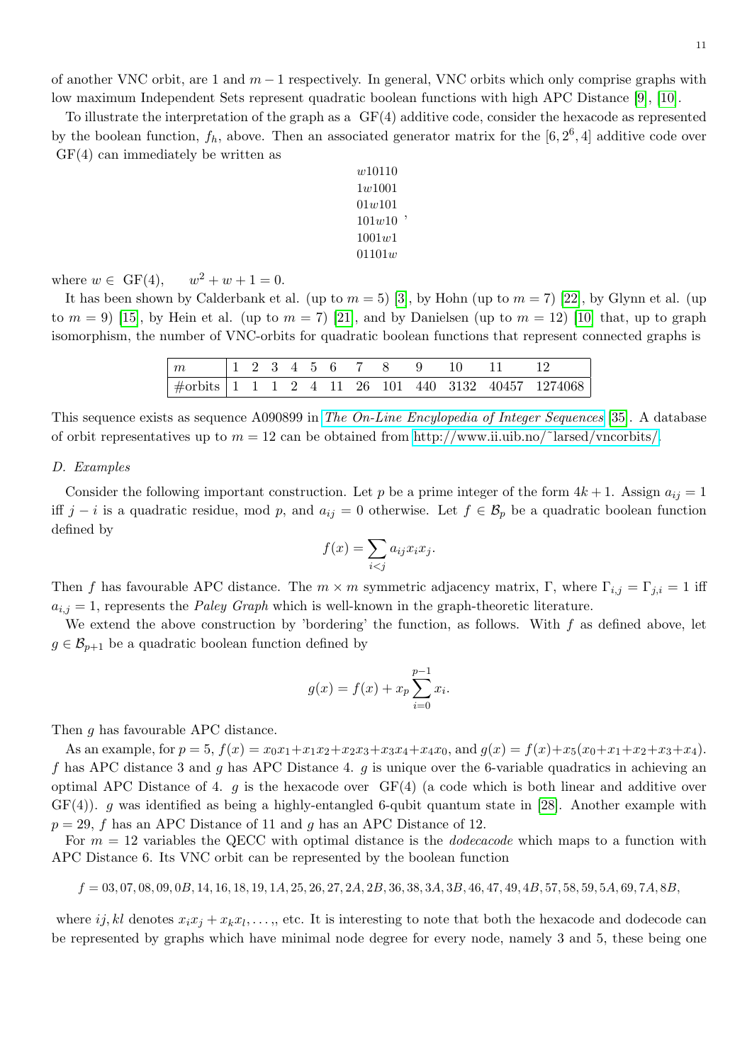of another VNC orbit, are 1 and $m-1$ respectively. In general, VNC orbits which only comprise graphs with low maximum Independent Sets represent quadratic boolean functions with high APC Distance [9], [10].

To illustrate the interpretation of the graph as a GF(4) additive code, consider the hexacode as represented by the boolean function, $f_h$, above. Then an associated generator matrix for the $[6, 2^6, 4]$ additive code over GF(4) can immediately be written as

$$
\begin{array}{c}
w10110 \\
1w1001 \\
01w101 \\
101w10 \\
1001w1 \\
01101w
\end{array},
$$

where $w \in$ GF(4), $\quad w^2 + w + 1 = 0$.

It has been shown by Calderbank et al. (up to $m = 5$) [3], by Hohn (up to $m = 7$) [22], by Glynn et al. (up to $m = 9$) [15], by Hein et al. (up to $m = 7$) [21], and by Danielsen (up to $m = 12$) [10] that, up to graph isomorphism, the number of VNC-orbits for quadratic boolean functions that represent connected graphs is

| $m$ | 1 | 2 | 3 | 4 | 5 | 6 | 7 | 8 | 9 | 10 | 11 | 12 |
|---|---|---|---|---|---|---|---|---|---|---|---|---|
| #orbits | 1 | 1 | 1 | 2 | 4 | 11 | 26 | 101 | 440 | 3132 | 40457 | 1274068 |

This sequence exists as sequence A090899 in *The On-Line Encylopedia of Integer Sequences* [35]. A database of orbit representatives up to $m = 12$ can be obtained from http://www.ii.uib.no/~larsed/vncorbits/.

*D. Examples*

Consider the following important construction. Let $p$ be a prime integer of the form $4k + 1$. Assign $a_{ij} = 1$ iff $j - i$ is a quadratic residue, mod $p$, and $a_{ij} = 0$ otherwise. Let $f \in \mathcal{B}_p$ be a quadratic boolean function defined by

$$f(x) = \sum_{i<j} a_{ij} x_i x_j.$$

Then $f$ has favourable APC distance. The $m \times m$ symmetric adjacency matrix, $\Gamma$, where $\Gamma_{i,j} = \Gamma_{j,i} = 1$ iff $a_{i,j} = 1$, represents the *Paley Graph* which is well-known in the graph-theoretic literature.

We extend the above construction by 'bordering' the function, as follows. With $f$ as defined above, let $g \in \mathcal{B}_{p+1}$ be a quadratic boolean function defined by

$$g(x) = f(x) + x_p \sum_{i=0}^{p-1} x_i.$$

Then $g$ has favourable APC distance.

As an example, for $p = 5$, $f(x) = x_0x_1 + x_1x_2 + x_2x_3 + x_3x_4 + x_4x_0$, and $g(x) = f(x) + x_5(x_0 + x_1 + x_2 + x_3 + x_4)$. $f$ has APC distance 3 and $g$ has APC Distance 4. $g$ is unique over the 6-variable quadratics in achieving an optimal APC Distance of 4. $g$ is the hexacode over GF(4) (a code which is both linear and additive over GF(4)). $g$ was identified as being a highly-entangled 6-qubit quantum state in [28]. Another example with $p = 29$, $f$ has an APC Distance of 11 and $g$ has an APC Distance of 12.

For $m = 12$ variables the QECC with optimal distance is the *dodecacode* which maps to a function with APC Distance 6. Its VNC orbit can be represented by the boolean function

$$f = 03, 07, 08, 09, 0B, 14, 16, 18, 19, 1A, 25, 26, 27, 2A, 2B, 36, 38, 3A, 3B, 46, 47, 49, 4B, 57, 58, 59, 5A, 69, 7A, 8B,$$

where $ij, kl$ denotes $x_ix_j + x_kx_l, \ldots,$, etc. It is interesting to note that both the hexacode and dodecode can be represented by graphs which have minimal node degree for every node, namely 3 and 5, these being one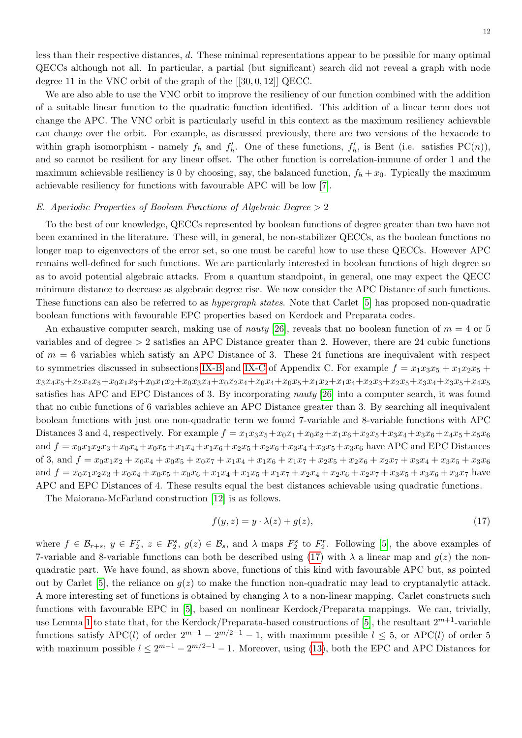less than their respective distances, $d$. These minimal representations appear to be possible for many optimal QECCs although not all. In particular, a partial (but significant) search did not reveal a graph with node degree 11 in the VNC orbit of the graph of the $[[30, 0, 12]]$ QECC.

We are also able to use the VNC orbit to improve the resiliency of our function combined with the addition of a suitable linear function to the quadratic function identified. This addition of a linear term does not change the APC. The VNC orbit is particularly useful in this context as the maximum resiliency achievable can change over the orbit. For example, as discussed previously, there are two versions of the hexacode to within graph isomorphism - namely $f_h$ and $f'_h$. One of these functions, $f'_h$, is Bent (i.e. satisfies PC($n$)), and so cannot be resilient for any linear offset. The other function is correlation-immune of order 1 and the maximum achievable resiliency is 0 by choosing, say, the balanced function, $f_h + x_0$. Typically the maximum achievable resiliency for functions with favourable APC will be low [7].

### E. Aperiodic Properties of Boolean Functions of Algebraic Degree > 2

To the best of our knowledge, QECCs represented by boolean functions of degree greater than two have not been examined in the literature. These will, in general, be non-stabilizer QECCs, as the boolean functions no longer map to eigenvectors of the error set, so one must be careful how to use these QECCs. However APC remains well-defined for such functions. We are particularly interested in boolean functions of high degree so as to avoid potential algebraic attacks. From a quantum standpoint, in general, one may expect the QECC minimum distance to decrease as algebraic degree rise. We now consider the APC Distance of such functions. These functions can also be referred to as *hypergraph states*. Note that Carlet [5] has proposed non-quadratic boolean functions with favourable EPC properties based on Kerdock and Preparata codes.

An exhaustive computer search, making use of *nauty* [26], reveals that no boolean function of $m = 4$ or 5 variables and of degree $> 2$ satisfies an APC Distance greater than 2. However, there are 24 cubic functions of $m = 6$ variables which satisfy an APC Distance of 3. These 24 functions are inequivalent with respect to symmetries discussed in subsections IX-B and IX-C of Appendix C. For example $f = x_1x_3x_5 + x_1x_2x_5 + x_3x_4x_5 + x_2x_4x_5 + x_0x_1x_3 + x_0x_1x_2 + x_0x_3x_4 + x_0x_2x_4 + x_0x_4 + x_0x_5 + x_1x_2 + x_1x_4 + x_2x_3 + x_2x_5 + x_3x_4 + x_3x_5 + x_4x_5$ satisfies has APC and EPC Distances of 3. By incorporating *nauty* [26] into a computer search, it was found that no cubic functions of 6 variables achieve an APC Distance greater than 3. By searching all inequivalent boolean functions with just one non-quadratic term we found 7-variable and 8-variable functions with APC Distances 3 and 4, respectively. For example $f = x_1x_3x_5 + x_0x_1 + x_0x_2 + x_1x_6 + x_2x_5 + x_3x_4 + x_3x_6 + x_4x_5 + x_5x_6$ and $f = x_0x_1x_2x_3 + x_0x_4 + x_0x_5 + x_1x_4 + x_1x_6 + x_2x_5 + x_2x_6 + x_3x_4 + x_3x_5 + x_3x_6$ have APC and EPC Distances of 3, and $f = x_0x_1x_2 + x_0x_4 + x_0x_5 + x_0x_7 + x_1x_4 + x_1x_6 + x_1x_7 + x_2x_5 + x_2x_6 + x_2x_7 + x_3x_4 + x_3x_5 + x_3x_6$ and $f = x_0x_1x_2x_3 + x_0x_4 + x_0x_5 + x_0x_6 + x_1x_4 + x_1x_5 + x_1x_7 + x_2x_4 + x_2x_6 + x_2x_7 + x_3x_5 + x_3x_6 + x_3x_7$ have APC and EPC Distances of 4. These results equal the best distances achievable using quadratic functions.

The Maiorana-McFarland construction [12] is as follows.

$$f(y, z) = y \cdot \lambda(z) + g(z), \tag{17}$$

where $f \in \mathcal{B}_{r+s}$, $y \in F_2^r$, $z \in F_2^s$, $g(z) \in \mathcal{B}_s$, and $\lambda$ maps $F_2^s$ to $F_2^r$. Following [5], the above examples of 7-variable and 8-variable functions can both be described using (17) with $\lambda$ a linear map and $g(z)$ the non-quadratic part. We have found, as shown above, functions of this kind with favourable APC but, as pointed out by Carlet [5], the reliance on $g(z)$ to make the function non-quadratic may lead to cryptanalytic attack. A more interesting set of functions is obtained by changing $\lambda$ to a non-linear mapping. Carlet constructs such functions with favourable EPC in [5], based on nonlinear Kerdock/Preparata mappings. We can, trivially, use Lemma 1 to state that, for the Kerdock/Preparata-based constructions of [5], the resultant $2^{m+1}$-variable functions satisfy APC($l$) of order $2^{m-1} - 2^{m/2-1} - 1$, with maximum possible $l \leq 5$, or APC($l$) of order 5 with maximum possible $l \leq 2^{m-1} - 2^{m/2-1} - 1$. Moreover, using (13), both the EPC and APC Distances for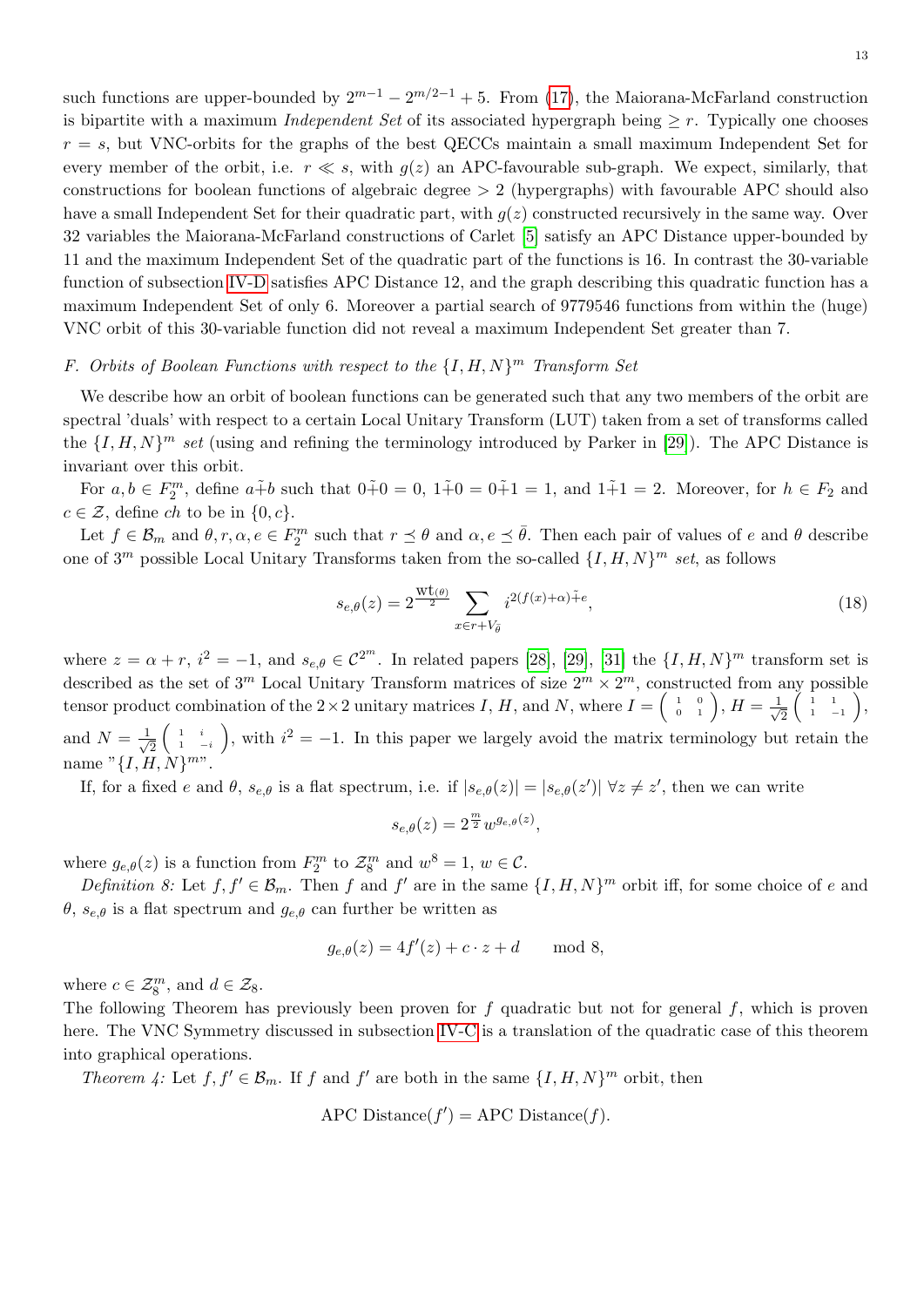such functions are upper-bounded by $2^{m-1} - 2^{m/2-1} + 5$. From (17), the Maiorana-McFarland construction is bipartite with a maximum *Independent Set* of its associated hypergraph being $\geq r$. Typically one chooses $r = s$, but VNC-orbits for the graphs of the best QECCs maintain a small maximum Independent Set for every member of the orbit, i.e. $r \ll s$, with $g(z)$ an APC-favourable sub-graph. We expect, similarly, that constructions for boolean functions of algebraic degree $> 2$ (hypergraphs) with favourable APC should also have a small Independent Set for their quadratic part, with $g(z)$ constructed recursively in the same way. Over 32 variables the Maiorana-McFarland constructions of Carlet [5] satisfy an APC Distance upper-bounded by 11 and the maximum Independent Set of the quadratic part of the functions is 16. In contrast the 30-variable function of subsection IV-D satisfies APC Distance 12, and the graph describing this quadratic function has a maximum Independent Set of only 6. Moreover a partial search of 9779546 functions from within the (huge) VNC orbit of this 30-variable function did not reveal a maximum Independent Set greater than 7.

### F. Orbits of Boolean Functions with respect to the $\{I, H, N\}^m$ Transform Set

We describe how an orbit of boolean functions can be generated such that any two members of the orbit are spectral 'duals' with respect to a certain Local Unitary Transform (LUT) taken from a set of transforms called the $\{I, H, N\}^m$ *set* (using and refining the terminology introduced by Parker in [29]). The APC Distance is invariant over this orbit.

For $a, b \in F_2^m$, define $a \tilde{+} b$ such that $0 \tilde{+} 0 = 0$, $1 \tilde{+} 0 = 0 \tilde{+} 1 = 1$, and $1 \tilde{+} 1 = 2$. Moreover, for $h \in F_2$ and $c \in \mathcal{Z}$, define $ch$ to be in $\{0, c\}$.

Let $f \in \mathcal{B}_m$ and $\theta, r, \alpha, e \in F_2^m$ such that $r \preceq \theta$ and $\alpha, e \preceq \bar{\theta}$. Then each pair of values of $e$ and $\theta$ describe one of $3^m$ possible Local Unitary Transforms taken from the so-called $\{I, H, N\}^m$ *set*, as follows

$$s_{e,\theta}(z) = 2^{\frac{\mathrm{wt}(\theta)}{2}} \sum_{x \in r + V_\theta} i^{2(f(x)+\alpha)\tilde{+}e}, \tag{18}$$

where $z = \alpha + r$, $i^2 = -1$, and $s_{e,\theta} \in \mathcal{C}^{2^m}$. In related papers [28], [29], [31] the $\{I, H, N\}^m$ transform set is described as the set of $3^m$ Local Unitary Transform matrices of size $2^m \times 2^m$, constructed from any possible tensor product combination of the $2 \times 2$ unitary matrices $I$, $H$, and $N$, where $I = \begin{pmatrix} 1 & 0 \\ 0 & 1 \end{pmatrix}$, $H = \frac{1}{\sqrt{2}} \begin{pmatrix} 1 & 1 \\ 1 & -1 \end{pmatrix}$, and $N = \frac{1}{\sqrt{2}} \begin{pmatrix} 1 & i \\ 1 & -i \end{pmatrix}$, with $i^2 = -1$. In this paper we largely avoid the matrix terminology but retain the name "$\{I, H, N\}^m$".

If, for a fixed $e$ and $\theta$, $s_{e,\theta}$ is a flat spectrum, i.e. if $|s_{e,\theta}(z)| = |s_{e,\theta}(z')| \ \forall z \neq z'$, then we can write

$$s_{e,\theta}(z) = 2^{\frac{m}{2}} w^{g_{e,\theta}(z)},$$

where $g_{e,\theta}(z)$ is a function from $F_2^m$ to $\mathcal{Z}_8^m$ and $w^8 = 1$, $w \in \mathcal{C}$.

*Definition 8:* Let $f, f' \in \mathcal{B}_m$. Then $f$ and $f'$ are in the same $\{I, H, N\}^m$ orbit iff, for some choice of $e$ and $\theta$, $s_{e,\theta}$ is a flat spectrum and $g_{e,\theta}$ can further be written as

$$g_{e,\theta}(z) = 4f'(z) + c \cdot z + d \qquad \mod 8,$$

where $c \in \mathcal{Z}_8^m$, and $d \in \mathcal{Z}_8$.

The following Theorem has previously been proven for $f$ quadratic but not for general $f$, which is proven here. The VNC Symmetry discussed in subsection IV-C is a translation of the quadratic case of this theorem into graphical operations.

*Theorem 4:* Let $f, f' \in \mathcal{B}_m$. If $f$ and $f'$ are both in the same $\{I, H, N\}^m$ orbit, then

$$\text{APC Distance}(f') = \text{APC Distance}(f).$$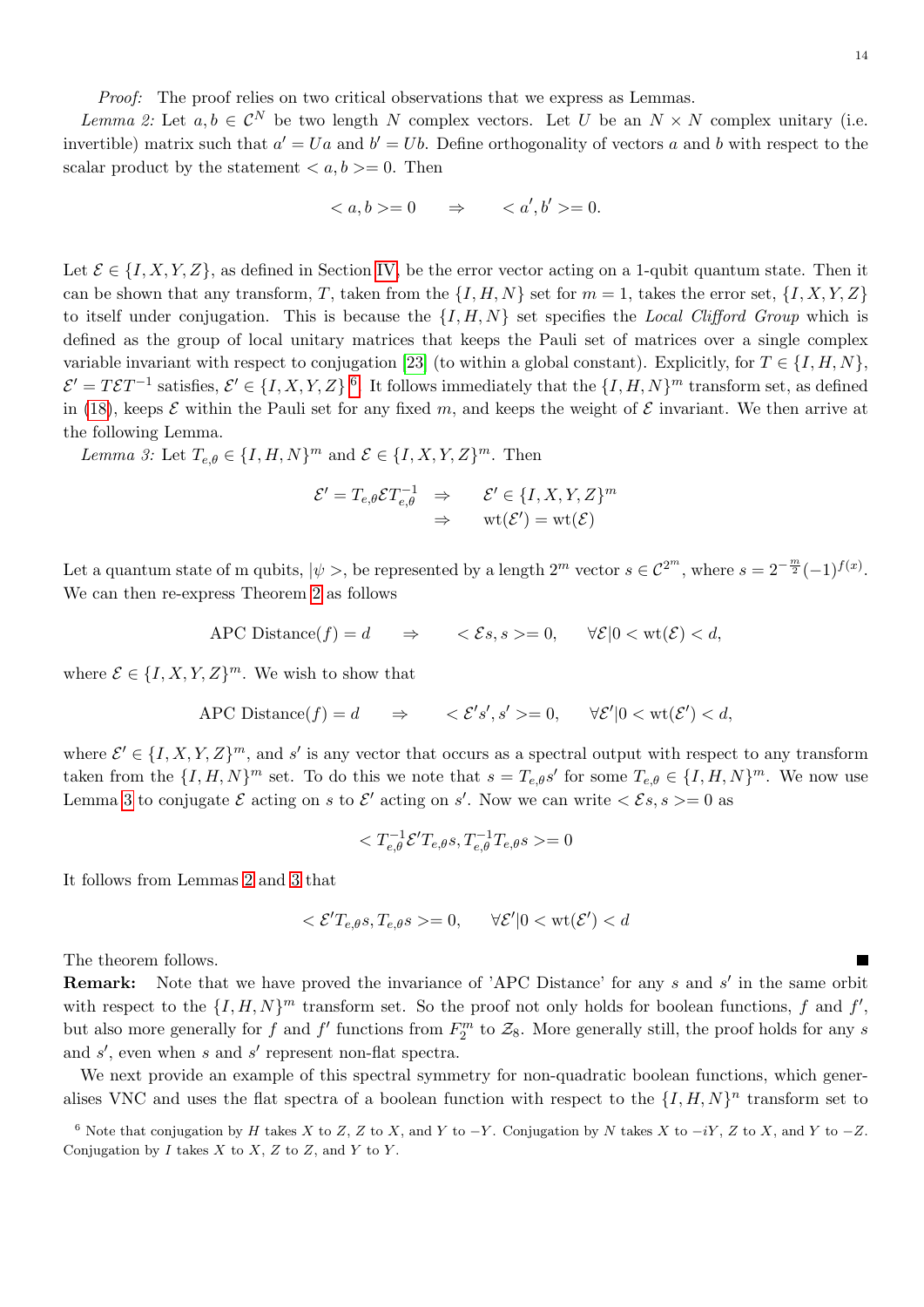*Proof:* The proof relies on two critical observations that we express as Lemmas.

*Lemma 2:* Let $a, b \in \mathcal{C}^N$ be two length $N$ complex vectors. Let $U$ be an $N \times N$ complex unitary (i.e. invertible) matrix such that $a' = Ua$ and $b' = Ub$. Define orthogonality of vectors $a$ and $b$ with respect to the scalar product by the statement $< a, b >= 0$. Then

$$< a, b >= 0 \qquad \Rightarrow \qquad < a', b' >= 0.$$

Let $\mathcal{E} \in \{I, X, Y, Z\}$, as defined in Section IV, be the error vector acting on a 1-qubit quantum state. Then it can be shown that any transform, $T$, taken from the $\{I, H, N\}$ set for $m = 1$, takes the error set, $\{I, X, Y, Z\}$ to itself under conjugation. This is because the $\{I, H, N\}$ set specifies the *Local Clifford Group* which is defined as the group of local unitary matrices that keeps the Pauli set of matrices over a single complex variable invariant with respect to conjugation [23] (to within a global constant). Explicitly, for $T \in \{I, H, N\}$, $\mathcal{E}' = T\mathcal{E}T^{-1}$ satisfies, $\mathcal{E}' \in \{I, X, Y, Z\}$ [6]. It follows immediately that the $\{I, H, N\}^m$ transform set, as defined in (18), keeps $\mathcal{E}$ within the Pauli set for any fixed $m$, and keeps the weight of $\mathcal{E}$ invariant. We then arrive at the following Lemma.

*Lemma 3:* Let $T_{e,\theta} \in \{I, H, N\}^m$ and $\mathcal{E} \in \{I, X, Y, Z\}^m$. Then

$$\begin{array}{rcl} \mathcal{E}' = T_{e,\theta}\mathcal{E}T_{e,\theta}^{-1} & \Rightarrow & \mathcal{E}' \in \{I, X, Y, Z\}^m \\ & \Rightarrow & \mathrm{wt}(\mathcal{E}') = \mathrm{wt}(\mathcal{E}) \end{array}$$

Let a quantum state of m qubits, $|\psi>$, be represented by a length $2^m$ vector $s \in \mathcal{C}^{2^m}$, where $s = 2^{-\frac{m}{2}}(-1)^{f(x)}$. We can then re-express Theorem 2 as follows

$$\text{APC Distance}(f) = d \qquad \Rightarrow \qquad < \mathcal{E}s, s >= 0, \qquad \forall \mathcal{E} | 0 < \mathrm{wt}(\mathcal{E}) < d,$$

where $\mathcal{E} \in \{I, X, Y, Z\}^m$. We wish to show that

$$\text{APC Distance}(f) = d \qquad \Rightarrow \qquad < \mathcal{E}'s', s' >= 0, \qquad \forall \mathcal{E}' | 0 < \mathrm{wt}(\mathcal{E}') < d,$$

where $\mathcal{E}' \in \{I, X, Y, Z\}^m$, and $s'$ is any vector that occurs as a spectral output with respect to any transform taken from the $\{I, H, N\}^m$ set. To do this we note that $s = T_{e,\theta}s'$ for some $T_{e,\theta} \in \{I, H, N\}^m$. We now use Lemma 3 to conjugate $\mathcal{E}$ acting on $s$ to $\mathcal{E}'$ acting on $s'$. Now we can write $< \mathcal{E}s, s >= 0$ as

$$< T_{e,\theta}^{-1}\mathcal{E}'T_{e,\theta}s, T_{e,\theta}^{-1}T_{e,\theta}s >= 0$$

It follows from Lemmas 2 and 3 that

$$< \mathcal{E}'T_{e,\theta}s, T_{e,\theta}s >= 0, \qquad \forall \mathcal{E}' | 0 < \mathrm{wt}(\mathcal{E}') < d$$

The theorem follows. ∎

**Remark:** Note that we have proved the invariance of 'APC Distance' for any $s$ and $s'$ in the same orbit with respect to the $\{I, H, N\}^m$ transform set. So the proof not only holds for boolean functions, $f$ and $f'$, but also more generally for $f$ and $f'$ functions from $F_2^m$ to $\mathcal{Z}_8$. More generally still, the proof holds for any $s$ and $s'$, even when $s$ and $s'$ represent non-flat spectra.

We next provide an example of this spectral symmetry for non-quadratic boolean functions, which generalises VNC and uses the flat spectra of a boolean function with respect to the $\{I, H, N\}^n$ transform set to

[6] Note that conjugation by $H$ takes $X$ to $Z$, $Z$ to $X$, and $Y$ to $-Y$. Conjugation by $N$ takes $X$ to $-iY$, $Z$ to $X$, and $Y$ to $-Z$. Conjugation by $I$ takes $X$ to $X$, $Z$ to $Z$, and $Y$ to $Y$.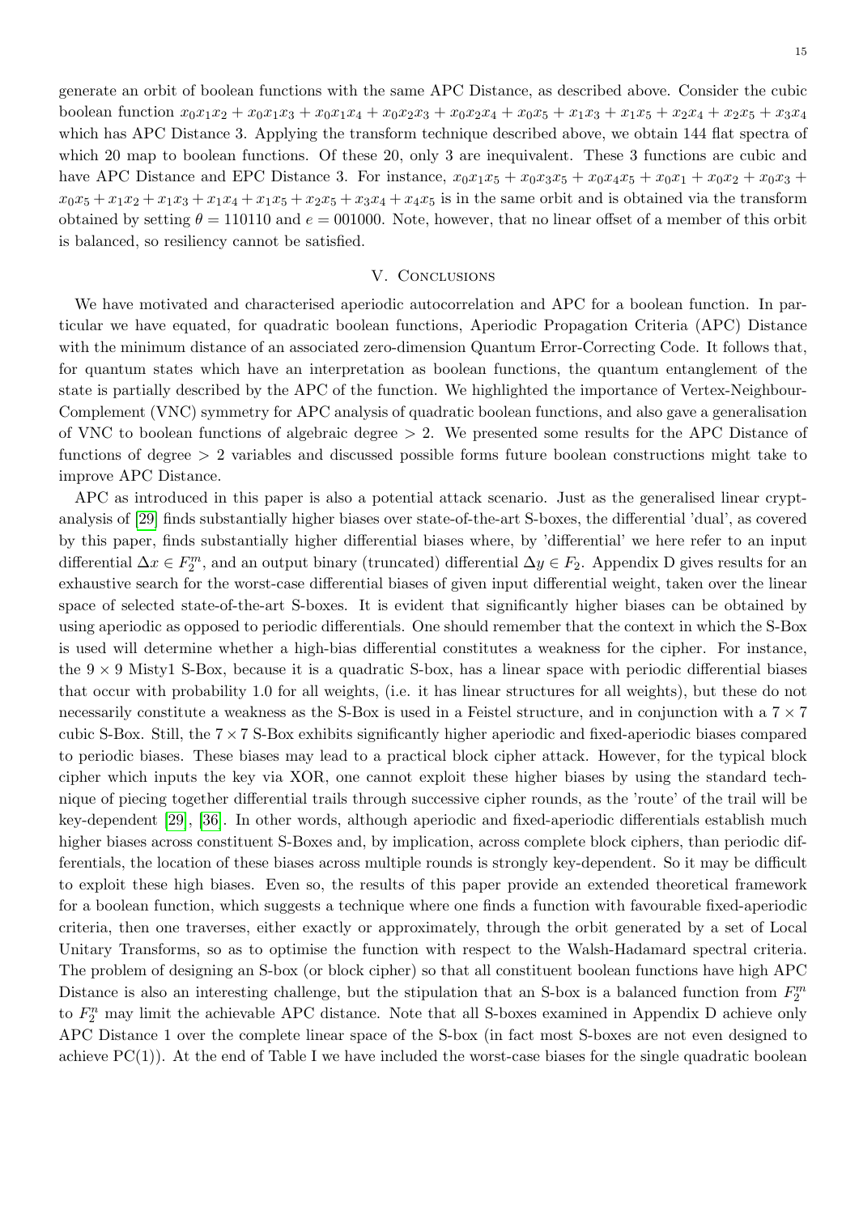generate an orbit of boolean functions with the same APC Distance, as described above. Consider the cubic boolean function $x_0x_1x_2 + x_0x_1x_3 + x_0x_1x_4 + x_0x_2x_3 + x_0x_2x_4 + x_0x_5 + x_1x_3 + x_1x_5 + x_2x_4 + x_2x_5 + x_3x_4$ which has APC Distance 3. Applying the transform technique described above, we obtain 144 flat spectra of which 20 map to boolean functions. Of these 20, only 3 are inequivalent. These 3 functions are cubic and have APC Distance and EPC Distance 3. For instance, $x_0x_1x_5 + x_0x_3x_5 + x_0x_4x_5 + x_0x_1 + x_0x_2 + x_0x_3 + x_0x_5 + x_1x_2 + x_1x_3 + x_1x_4 + x_1x_5 + x_2x_5 + x_3x_4 + x_4x_5$ is in the same orbit and is obtained via the transform obtained by setting $\theta = 110110$ and $e = 001000$. Note, however, that no linear offset of a member of this orbit is balanced, so resiliency cannot be satisfied.

## V. Conclusions

We have motivated and characterised aperiodic autocorrelation and APC for a boolean function. In particular we have equated, for quadratic boolean functions, Aperiodic Propagation Criteria (APC) Distance with the minimum distance of an associated zero-dimension Quantum Error-Correcting Code. It follows that, for quantum states which have an interpretation as boolean functions, the quantum entanglement of the state is partially described by the APC of the function. We highlighted the importance of Vertex-Neighbour-Complement (VNC) symmetry for APC analysis of quadratic boolean functions, and also gave a generalisation of VNC to boolean functions of algebraic degree $> 2$. We presented some results for the APC Distance of functions of degree $> 2$ variables and discussed possible forms future boolean constructions might take to improve APC Distance.

APC as introduced in this paper is also a potential attack scenario. Just as the generalised linear cryptanalysis of [29] finds substantially higher biases over state-of-the-art S-boxes, the differential 'dual', as covered by this paper, finds substantially higher differential biases where, by 'differential' we here refer to an input differential $\Delta x \in F_2^m$, and an output binary (truncated) differential $\Delta y \in F_2$. Appendix D gives results for an exhaustive search for the worst-case differential biases of given input differential weight, taken over the linear space of selected state-of-the-art S-boxes. It is evident that significantly higher biases can be obtained by using aperiodic as opposed to periodic differentials. One should remember that the context in which the S-Box is used will determine whether a high-bias differential constitutes a weakness for the cipher. For instance, the $9 \times 9$ Misty1 S-Box, because it is a quadratic S-box, has a linear space with periodic differential biases that occur with probability 1.0 for all weights, (i.e. it has linear structures for all weights), but these do not necessarily constitute a weakness as the S-Box is used in a Feistel structure, and in conjunction with a $7 \times 7$ cubic S-Box. Still, the $7 \times 7$ S-Box exhibits significantly higher aperiodic and fixed-aperiodic biases compared to periodic biases. These biases may lead to a practical block cipher attack. However, for the typical block cipher which inputs the key via XOR, one cannot exploit these higher biases by using the standard technique of piecing together differential trails through successive cipher rounds, as the 'route' of the trail will be key-dependent [29], [36]. In other words, although aperiodic and fixed-aperiodic differentials establish much higher biases across constituent S-Boxes and, by implication, across complete block ciphers, than periodic differentials, the location of these biases across multiple rounds is strongly key-dependent. So it may be difficult to exploit these high biases. Even so, the results of this paper provide an extended theoretical framework for a boolean function, which suggests a technique where one finds a function with favourable fixed-aperiodic criteria, then one traverses, either exactly or approximately, through the orbit generated by a set of Local Unitary Transforms, so as to optimise the function with respect to the Walsh-Hadamard spectral criteria. The problem of designing an S-box (or block cipher) so that all constituent boolean functions have high APC Distance is also an interesting challenge, but the stipulation that an S-box is a balanced function from $F_2^m$ to $F_2^n$ may limit the achievable APC distance. Note that all S-boxes examined in Appendix D achieve only APC Distance 1 over the complete linear space of the S-box (in fact most S-boxes are not even designed to achieve PC(1)). At the end of Table I we have included the worst-case biases for the single quadratic boolean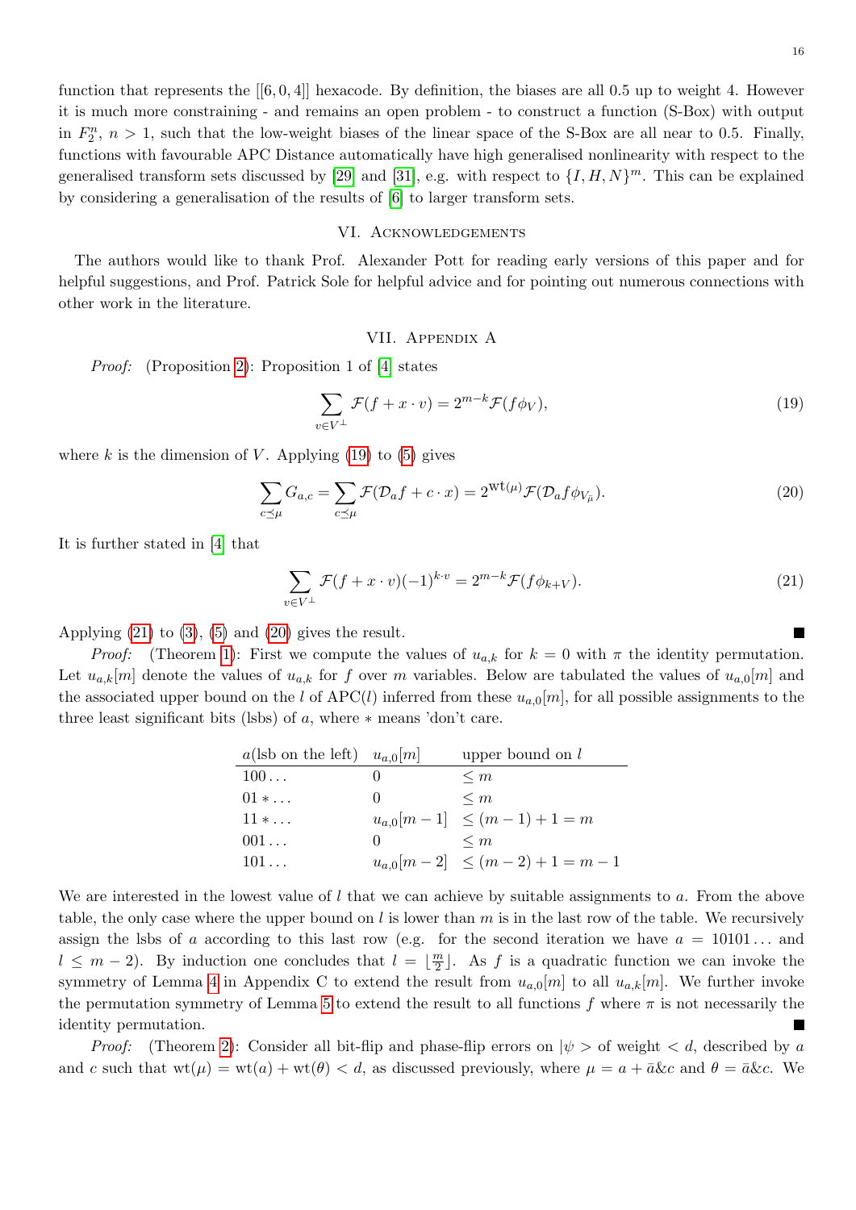function that represents the [[6, 0, 4]] hexacode. By definition, the biases are all 0.5 up to weight 4. However it is much more constraining - and remains an open problem - to construct a function (S-Box) with output in $F_2^n$, $n > 1$, such that the low-weight biases of the linear space of the S-Box are all near to 0.5. Finally, functions with favourable APC Distance automatically have high generalised nonlinearity with respect to the generalised transform sets discussed by [29] and [31], e.g. with respect to $\{I, H, N\}^m$. This can be explained by considering a generalisation of the results of [6] to larger transform sets.

## VI. Acknowledgements

The authors would like to thank Prof. Alexander Pott for reading early versions of this paper and for helpful suggestions, and Prof. Patrick Sole for helpful advice and for pointing out numerous connections with other work in the literature.

## VII. Appendix A

*Proof:* (Proposition 2): Proposition 1 of [4] states

$$\sum_{v \in V^\perp} \mathcal{F}(f + x \cdot v) = 2^{m-k} \mathcal{F}(f \phi_V), \tag{19}$$

where $k$ is the dimension of $V$. Applying (19) to (5) gives

$$\sum_{c \preceq \mu} G_{a,c} = \sum_{c \preceq \mu} \mathcal{F}(\mathcal{D}_a f + c \cdot x) = 2^{\text{wt}(\mu)} \mathcal{F}(\mathcal{D}_a f \phi_{V_{\bar{\mu}}}). \tag{20}$$

It is further stated in [4] that

$$\sum_{v \in V^\perp} \mathcal{F}(f + x \cdot v)(-1)^{k \cdot v} = 2^{m-k} \mathcal{F}(f \phi_{k+V}). \tag{21}$$

Applying (21) to (3), (5) and (20) gives the result. ∎

*Proof:* (Theorem 1): First we compute the values of $u_{a,k}$ for $k = 0$ with $\pi$ the identity permutation. Let $u_{a,k}[m]$ denote the values of $u_{a,k}$ for $f$ over $m$ variables. Below are tabulated the values of $u_{a,0}[m]$ and the associated upper bound on the $l$ of APC($l$) inferred from these $u_{a,0}[m]$, for all possible assignments to the three least significant bits (lsbs) of $a$, where $*$ means 'don't care.

| $a$(lsb on the left) | $u_{a,0}[m]$ | upper bound on $l$ |
|---|---|---|
| $100\ldots$ | 0 | $\leq m$ |
| $01*\ldots$ | 0 | $\leq m$ |
| $11*\ldots$ | $u_{a,0}[m-1]$ | $\leq (m-1)+1 = m$ |
| $001\ldots$ | 0 | $\leq m$ |
| $101\ldots$ | $u_{a,0}[m-2]$ | $\leq (m-2)+1 = m-1$ |

We are interested in the lowest value of $l$ that we can achieve by suitable assignments to $a$. From the above table, the only case where the upper bound on $l$ is lower than $m$ is in the last row of the table. We recursively assign the lsbs of $a$ according to this last row (e.g. for the second iteration we have $a = 10101\ldots$ and $l \leq m-2$). By induction one concludes that $l = \lfloor \frac{m}{2} \rfloor$. As $f$ is a quadratic function we can invoke the symmetry of Lemma 4 in Appendix C to extend the result from $u_{a,0}[m]$ to all $u_{a,k}[m]$. We further invoke the permutation symmetry of Lemma 5 to extend the result to all functions $f$ where $\pi$ is not necessarily the identity permutation. ∎

*Proof:* (Theorem 2): Consider all bit-flip and phase-flip errors on $|\psi>$ of weight $< d$, described by $a$ and $c$ such that $\text{wt}(\mu) = \text{wt}(a) + \text{wt}(\theta) < d$, as discussed previously, where $\mu = a + \bar{a}\&c$ and $\theta = \bar{a}\&c$. We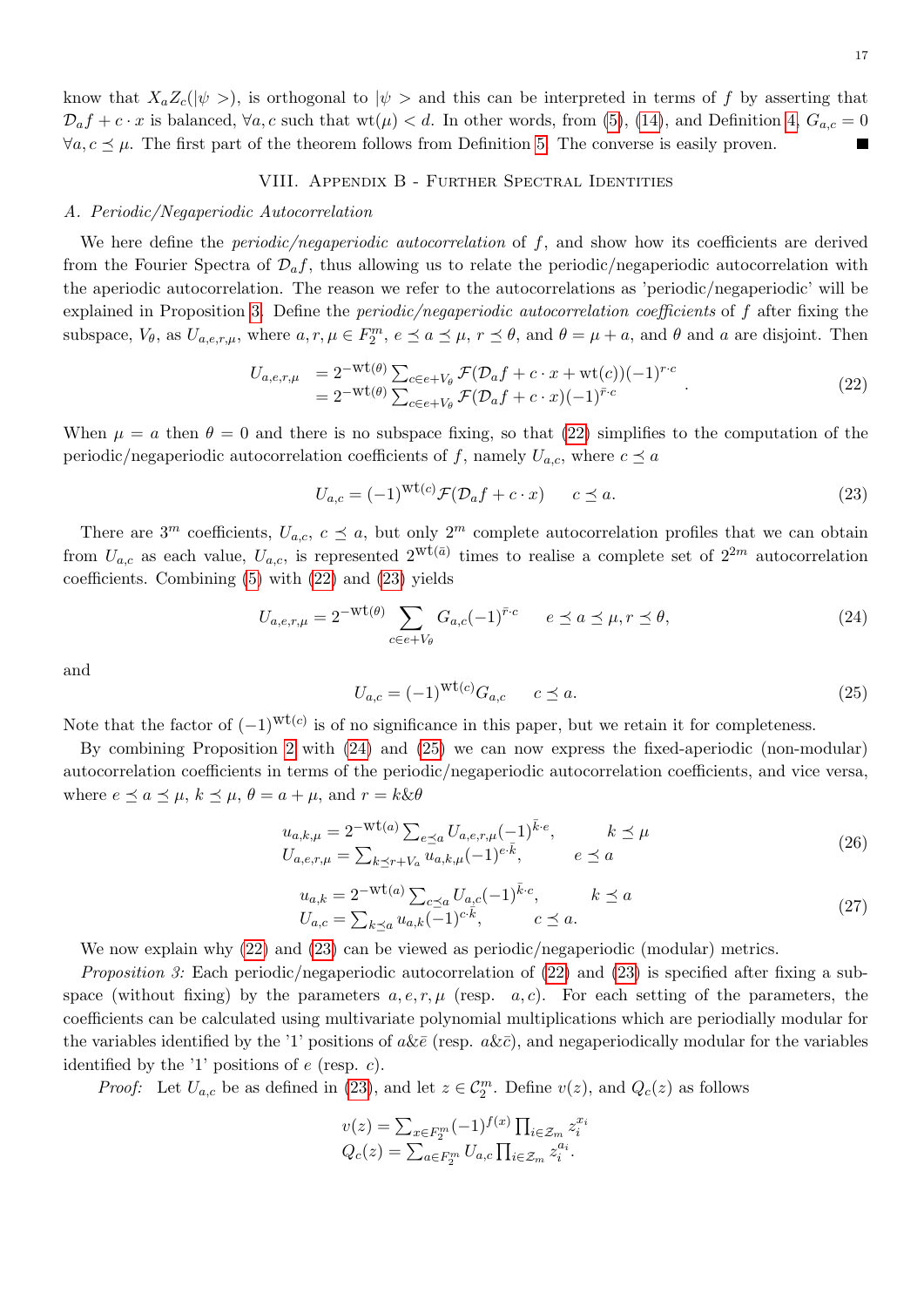know that $X_a Z_c(|\psi>)$, is orthogonal to $|\psi>$ and this can be interpreted in terms of $f$ by asserting that $\mathcal{D}_a f + c \cdot x$ is balanced, $\forall a, c$ such that $\text{wt}(\mu) < d$. In other words, from (5), (14), and Definition 4, $G_{a,c} = 0$ $\forall a, c \preceq \mu$. The first part of the theorem follows from Definition 5. The converse is easily proven. ■

## VIII. Appendix B - Further Spectral Identities

### A. Periodic/Negaperiodic Autocorrelation

We here define the *periodic/negaperiodic autocorrelation* of $f$, and show how its coefficients are derived from the Fourier Spectra of $\mathcal{D}_a f$, thus allowing us to relate the periodic/negaperiodic autocorrelation with the aperiodic autocorrelation. The reason we refer to the autocorrelations as 'periodic/negaperiodic' will be explained in Proposition 3. Define the *periodic/negaperiodic autocorrelation coefficients* of $f$ after fixing the subspace, $V_\theta$, as $U_{a,e,r,\mu}$, where $a, r, \mu \in F_2^m$, $e \preceq a \preceq \mu$, $r \preceq \theta$, and $\theta = \mu + a$, and $\theta$ and $a$ are disjoint. Then

$$
\begin{aligned}
U_{a,e,r,\mu} &= 2^{-\text{wt}(\theta)} \sum_{c \in e + V_\theta} \mathcal{F}(\mathcal{D}_a f + c \cdot x + \text{wt}(c))(-1)^{r \cdot c} \\
&= 2^{-\text{wt}(\theta)} \sum_{c \in e + V_\theta} \mathcal{F}(\mathcal{D}_a f + c \cdot x)(-1)^{\bar{r} \cdot c}
\end{aligned}
. \tag{22}
$$

When $\mu = a$ then $\theta = 0$ and there is no subspace fixing, so that (22) simplifies to the computation of the periodic/negaperiodic autocorrelation coefficients of $f$, namely $U_{a,c}$, where $c \preceq a$

$$
U_{a,c} = (-1)^{\text{wt}(c)} \mathcal{F}(\mathcal{D}_a f + c \cdot x) \qquad c \preceq a. \tag{23}
$$

There are $3^m$ coefficients, $U_{a,c}$, $c \preceq a$, but only $2^m$ complete autocorrelation profiles that we can obtain from $U_{a,c}$ as each value, $U_{a,c}$, is represented $2^{\text{wt}(\bar{a})}$ times to realise a complete set of $2^{2m}$ autocorrelation coefficients. Combining (5) with (22) and (23) yields

$$
U_{a,e,r,\mu} = 2^{-\text{wt}(\theta)} \sum_{c \in e + V_\theta} G_{a,c} (-1)^{\bar{r} \cdot c} \qquad e \preceq a \preceq \mu, r \preceq \theta, \tag{24}
$$

and

$$
U_{a,c} = (-1)^{\text{wt}(c)} G_{a,c} \qquad c \preceq a. \tag{25}
$$

Note that the factor of $(-1)^{\text{wt}(c)}$ is of no significance in this paper, but we retain it for completeness.

By combining Proposition 2 with (24) and (25) we can now express the fixed-aperiodic (non-modular) autocorrelation coefficients in terms of the periodic/negaperiodic autocorrelation coefficients, and vice versa, where $e \preceq a \preceq \mu$, $k \preceq \mu$, $\theta = a + \mu$, and $r = k \& \theta$

$$
\begin{aligned}
u_{a,k,\mu} &= 2^{-\text{wt}(a)} \sum_{e \preceq a} U_{a,e,r,\mu} (-1)^{\bar{k} \cdot e}, \qquad & k \preceq \mu \\
U_{a,e,r,\mu} &= \sum_{k \preceq r + V_a} u_{a,k,\mu} (-1)^{e \cdot \bar{k}}, \qquad & e \preceq a
\end{aligned}
\tag{26}
$$

$$
\begin{aligned}
u_{a,k} &= 2^{-\text{wt}(a)} \sum_{c \preceq a} U_{a,c} (-1)^{\bar{k} \cdot c}, \qquad & k \preceq a \\
U_{a,c} &= \sum_{k \preceq a} u_{a,k} (-1)^{c \cdot \bar{k}}, \qquad & c \preceq a.
\end{aligned}
\tag{27}
$$

We now explain why (22) and (23) can be viewed as periodic/negaperiodic (modular) metrics.

*Proposition 3:* Each periodic/negaperiodic autocorrelation of (22) and (23) is specified after fixing a subspace (without fixing) by the parameters $a, e, r, \mu$ (resp. $a, c$). For each setting of the parameters, the coefficients can be calculated using multivariate polynomial multiplications which are periodically modular for the variables identified by the '1' positions of $a \& \bar{e}$ (resp. $a \& \bar{c}$), and negaperiodically modular for the variables identified by the '1' positions of $e$ (resp. $c$).

*Proof:* Let $U_{a,c}$ be as defined in (23), and let $z \in \mathcal{C}_2^m$. Define $v(z)$, and $Q_c(z)$ as follows

$$
\begin{aligned}
v(z) &= \sum_{x \in F_2^m} (-1)^{f(x)} \prod_{i \in \mathcal{Z}_m} z_i^{x_i} \\
Q_c(z) &= \sum_{a \in F_2^m} U_{a,c} \prod_{i \in \mathcal{Z}_m} z_i^{a_i}.
\end{aligned}
$$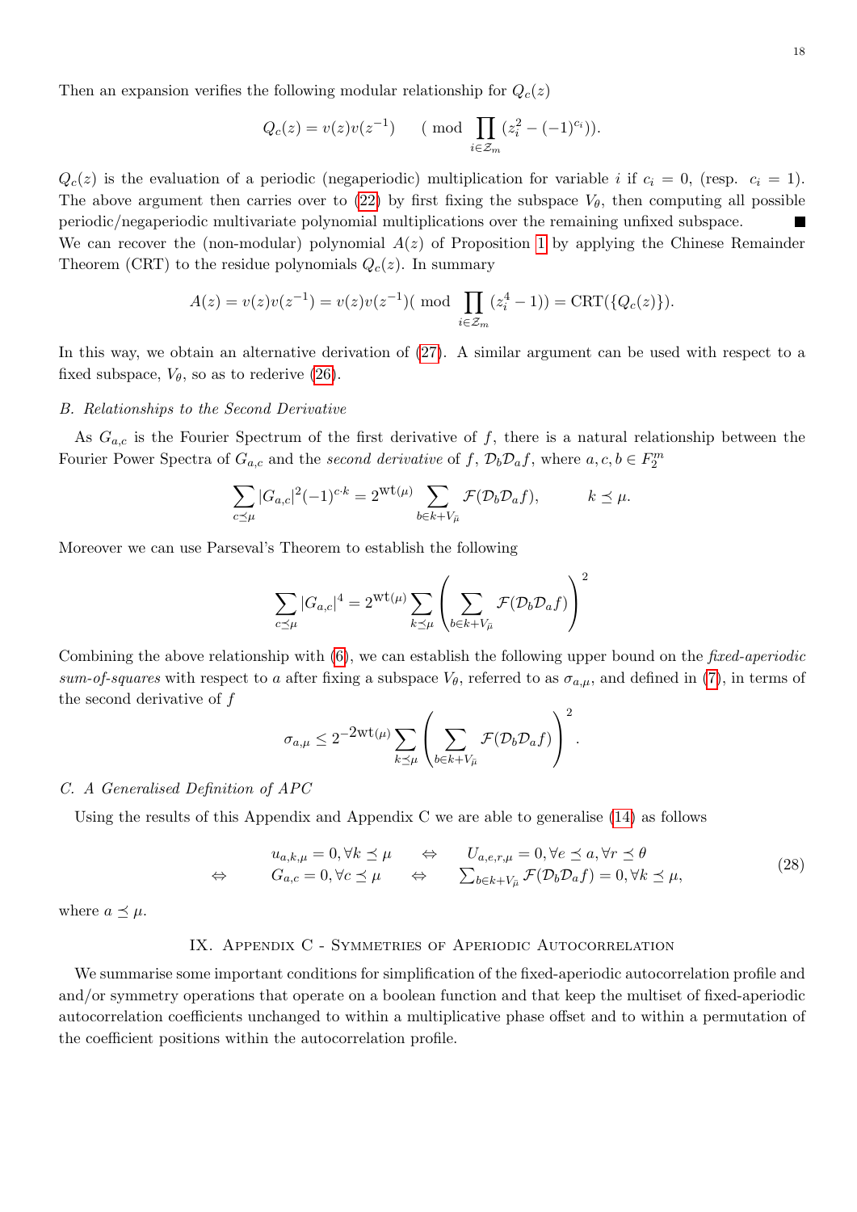Then an expansion verifies the following modular relationship for $Q_c(z)$

$$Q_c(z) = v(z)v(z^{-1}) \quad (\bmod \prod_{i \in \mathcal{Z}_m} (z_i^2 - (-1)^{c_i})).$$

$Q_c(z)$ is the evaluation of a periodic (negaperiodic) multiplication for variable $i$ if $c_i = 0$, (resp. $c_i = 1$). The above argument then carries over to (22) by first fixing the subspace $V_\theta$, then computing all possible periodic/negaperiodic multivariate polynomial multiplications over the remaining unfixed subspace. ■

We can recover the (non-modular) polynomial $A(z)$ of Proposition 1 by applying the Chinese Remainder Theorem (CRT) to the residue polynomials $Q_c(z)$. In summary

$$A(z) = v(z)v(z^{-1}) = v(z)v(z^{-1})( \bmod \prod_{i \in \mathcal{Z}_m} (z_i^4 - 1)) = \text{CRT}(\{Q_c(z)\}).$$

In this way, we obtain an alternative derivation of (27). A similar argument can be used with respect to a fixed subspace, $V_\theta$, so as to rederive (26).

### B. Relationships to the Second Derivative

As $G_{a,c}$ is the Fourier Spectrum of the first derivative of $f$, there is a natural relationship between the Fourier Power Spectra of $G_{a,c}$ and the *second derivative* of $f$, $\mathcal{D}_b\mathcal{D}_a f$, where $a, c, b \in F_2^m$

$$\sum_{c \preceq \mu} |G_{a,c}|^2 (-1)^{c \cdot k} = 2^{\text{wt}(\mu)} \sum_{b \in k + V_{\bar{\mu}}} \mathcal{F}(\mathcal{D}_b\mathcal{D}_a f), \qquad k \preceq \mu.$$

Moreover we can use Parseval's Theorem to establish the following

$$\sum_{c \preceq \mu} |G_{a,c}|^4 = 2^{\text{wt}(\mu)} \sum_{k \preceq \mu} \left( \sum_{b \in k + V_{\bar{\mu}}} \mathcal{F}(\mathcal{D}_b\mathcal{D}_a f) \right)^2$$

Combining the above relationship with (6), we can establish the following upper bound on the *fixed-aperiodic sum-of-squares* with respect to $a$ after fixing a subspace $V_\theta$, referred to as $\sigma_{a,\mu}$, and defined in (7), in terms of the second derivative of $f$

$$\sigma_{a,\mu} \le 2^{-2\text{wt}(\mu)} \sum_{k \preceq \mu} \left( \sum_{b \in k + V_{\bar{\mu}}} \mathcal{F}(\mathcal{D}_b\mathcal{D}_a f) \right)^2.$$

### C. A Generalised Definition of APC

Using the results of this Appendix and Appendix C we are able to generalise (14) as follows

$$\begin{array}{ccccc} & u_{a,k,\mu} = 0, \forall k \preceq \mu & \Leftrightarrow & U_{a,e,r,\mu} = 0, \forall e \preceq a, \forall r \preceq \theta \\ \Leftrightarrow & G_{a,c} = 0, \forall c \preceq \mu & \Leftrightarrow & \sum_{b \in k + V_{\bar{\mu}}} \mathcal{F}(\mathcal{D}_b\mathcal{D}_a f) = 0, \forall k \preceq \mu, \end{array} \tag{28}$$

where $a \preceq \mu$.

## IX. Appendix C - Symmetries of Aperiodic Autocorrelation

We summarise some important conditions for simplification of the fixed-aperiodic autocorrelation profile and/or symmetry operations that operate on a boolean function and that keep the multiset of fixed-aperiodic autocorrelation coefficients unchanged to within a multiplicative phase offset and to within a permutation of the coefficient positions within the autocorrelation profile.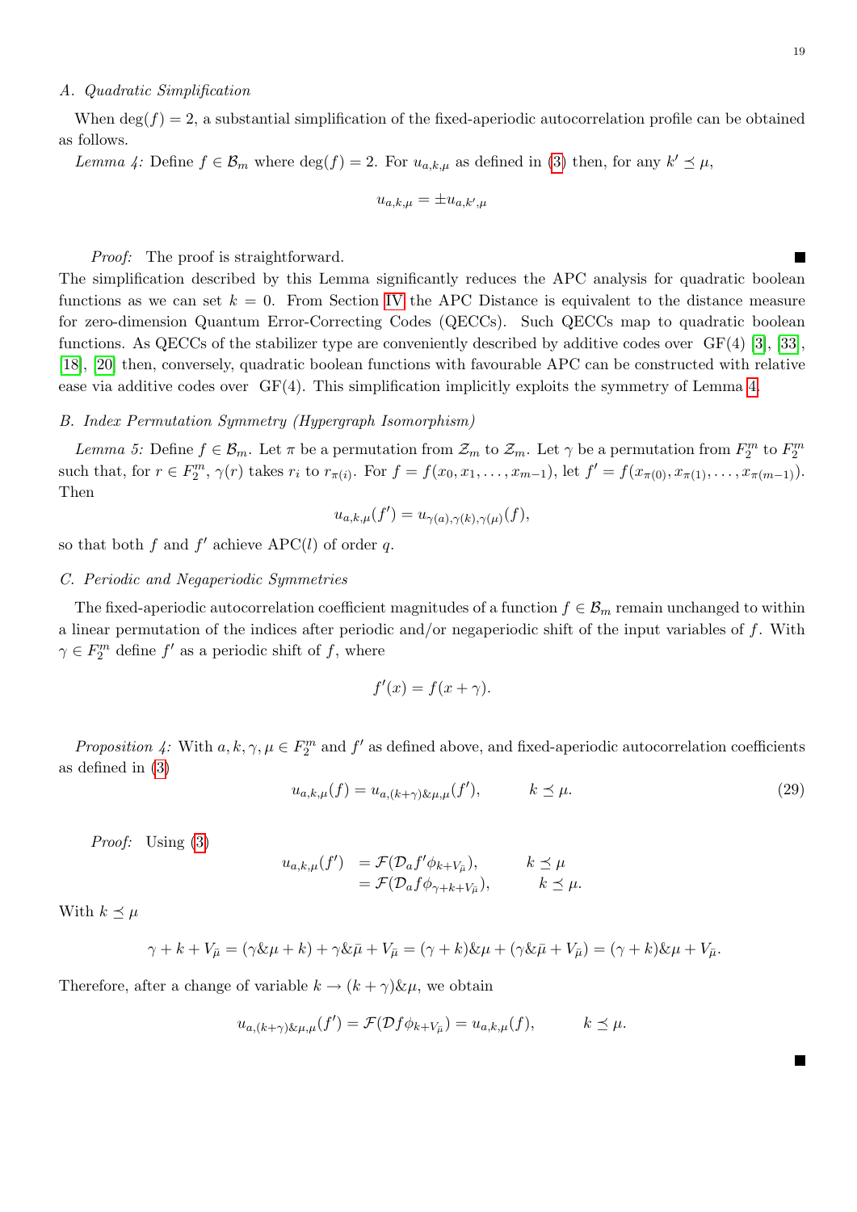### A. Quadratic Simplification

When $\deg(f) = 2$, a substantial simplification of the fixed-aperiodic autocorrelation profile can be obtained as follows.

*Lemma 4:* Define $f \in \mathcal{B}_m$ where $\deg(f) = 2$. For $u_{a,k,\mu}$ as defined in (3) then, for any $k' \preceq \mu$,

$$u_{a,k,\mu} = \pm u_{a,k',\mu}$$

*Proof:* The proof is straightforward. ∎

The simplification described by this Lemma significantly reduces the APC analysis for quadratic boolean functions as we can set $k = 0$. From Section IV the APC Distance is equivalent to the distance measure for zero-dimension Quantum Error-Correcting Codes (QECCs). Such QECCs map to quadratic boolean functions. As QECCs of the stabilizer type are conveniently described by additive codes over GF(4) [3], [33], [18], [20] then, conversely, quadratic boolean functions with favourable APC can be constructed with relative ease via additive codes over GF(4). This simplification implicitly exploits the symmetry of Lemma 4.

### B. Index Permutation Symmetry (Hypergraph Isomorphism)

*Lemma 5:* Define $f \in \mathcal{B}_m$. Let $\pi$ be a permutation from $\mathcal{Z}_m$ to $\mathcal{Z}_m$. Let $\gamma$ be a permutation from $F_2^m$ to $F_2^m$ such that, for $r \in F_2^m$, $\gamma(r)$ takes $r_i$ to $r_{\pi(i)}$. For $f = f(x_0, x_1, \ldots, x_{m-1})$, let $f' = f(x_{\pi(0)}, x_{\pi(1)}, \ldots, x_{\pi(m-1)})$. Then

$$u_{a,k,\mu}(f') = u_{\gamma(a),\gamma(k),\gamma(\mu)}(f),$$

so that both $f$ and $f'$ achieve APC$(l)$ of order $q$.

### C. Periodic and Negaperiodic Symmetries

The fixed-aperiodic autocorrelation coefficient magnitudes of a function $f \in \mathcal{B}_m$ remain unchanged to within a linear permutation of the indices after periodic and/or negaperiodic shift of the input variables of $f$. With $\gamma \in F_2^m$ define $f'$ as a periodic shift of $f$, where

$$f'(x) = f(x + \gamma).$$

*Proposition 4:* With $a, k, \gamma, \mu \in F_2^m$ and $f'$ as defined above, and fixed-aperiodic autocorrelation coefficients as defined in (3)

$$u_{a,k,\mu}(f) = u_{a,(k+\gamma)\&\mu,\mu}(f'), \qquad k \preceq \mu. \tag{29}$$

*Proof:* Using (3)

$$\begin{aligned} u_{a,k,\mu}(f') &= \mathcal{F}(\mathcal{D}_a f' \phi_{k+V_{\bar{\mu}}}), \qquad k \preceq \mu \\ &= \mathcal{F}(\mathcal{D}_a f \phi_{\gamma+k+V_{\bar{\mu}}}), \qquad k \preceq \mu. \end{aligned}$$

With $k \preceq \mu$

$$\gamma + k + V_{\bar{\mu}} = (\gamma\&\mu + k) + \gamma\&\bar{\mu} + V_{\bar{\mu}} = (\gamma + k)\&\mu + (\gamma\&\bar{\mu} + V_{\bar{\mu}}) = (\gamma + k)\&\mu + V_{\bar{\mu}}.$$

Therefore, after a change of variable $k \to (k + \gamma)\&\mu$, we obtain

$$u_{a,(k+\gamma)\&\mu,\mu}(f') = \mathcal{F}(\mathcal{D} f \phi_{k+V_{\bar{\mu}}}) = u_{a,k,\mu}(f), \qquad k \preceq \mu.$$

∎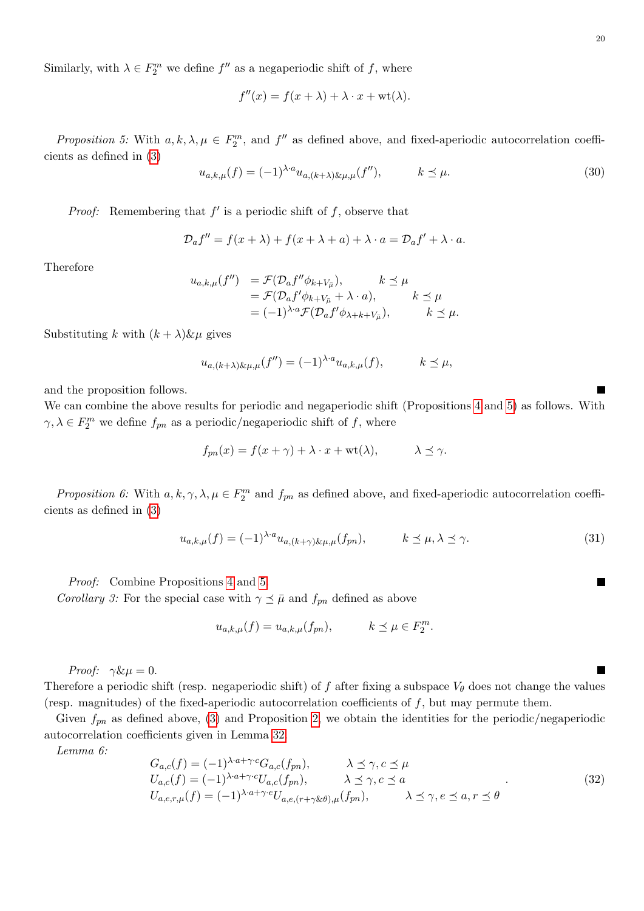Similarly, with $\lambda \in F_2^m$ we define $f''$ as a negaperiodic shift of $f$, where

$$f''(x) = f(x + \lambda) + \lambda \cdot x + \mathrm{wt}(\lambda).$$

*Proposition 5:* With $a, k, \lambda, \mu \in F_2^m$, and $f''$ as defined above, and fixed-aperiodic autocorrelation coefficients as defined in (3)

$$u_{a,k,\mu}(f) = (-1)^{\lambda \cdot a} u_{a,(k+\lambda)\&\mu,\mu}(f''), \qquad k \preceq \mu. \tag{30}$$

*Proof:* Remembering that $f'$ is a periodic shift of $f$, observe that

$$\mathcal{D}_a f'' = f(x + \lambda) + f(x + \lambda + a) + \lambda \cdot a = \mathcal{D}_a f' + \lambda \cdot a.$$

Therefore

$$\begin{aligned} u_{a,k,\mu}(f'') &= \mathcal{F}(\mathcal{D}_a f'' \phi_{k+V_{\bar{\mu}}}), \qquad k \preceq \mu \\ &= \mathcal{F}(\mathcal{D}_a f' \phi_{k+V_{\bar{\mu}}} + \lambda \cdot a), \qquad k \preceq \mu \\ &= (-1)^{\lambda \cdot a} \mathcal{F}(\mathcal{D}_a f' \phi_{\lambda+k+V_{\bar{\mu}}}), \qquad k \preceq \mu. \end{aligned}$$

Substituting $k$ with $(k + \lambda)\&\mu$ gives

$$u_{a,(k+\lambda)\&\mu,\mu}(f'') = (-1)^{\lambda \cdot a} u_{a,k,\mu}(f), \qquad k \preceq \mu,$$

and the proposition follows. ■

We can combine the above results for periodic and negaperiodic shift (Propositions 4 and 5) as follows. With $\gamma, \lambda \in F_2^m$ we define $f_{pn}$ as a periodic/negaperiodic shift of $f$, where

$$f_{pn}(x) = f(x + \gamma) + \lambda \cdot x + \mathrm{wt}(\lambda), \qquad \lambda \preceq \gamma.$$

*Proposition 6:* With $a, k, \gamma, \lambda, \mu \in F_2^m$ and $f_{pn}$ as defined above, and fixed-aperiodic autocorrelation coefficients as defined in (3)

$$u_{a,k,\mu}(f) = (-1)^{\lambda \cdot a} u_{a,(k+\gamma)\&\mu,\mu}(f_{pn}), \qquad k \preceq \mu, \lambda \preceq \gamma. \tag{31}$$

*Proof:* Combine Propositions 4 and 5. ■

*Corollary 3:* For the special case with $\gamma \preceq \bar{\mu}$ and $f_{pn}$ defined as above

$$u_{a,k,\mu}(f) = u_{a,k,\mu}(f_{pn}), \qquad k \preceq \mu \in F_2^m.$$

*Proof:* $\gamma\&\mu = 0$. ■

Therefore a periodic shift (resp. negaperiodic shift) of $f$ after fixing a subspace $V_\theta$ does not change the values (resp. magnitudes) of the fixed-aperiodic autocorrelation coefficients of $f$, but may permute them.

Given $f_{pn}$ as defined above, (3) and Proposition 2, we obtain the identities for the periodic/negaperiodic autocorrelation coefficients given in Lemma 32.

*Lemma 6:*

$$\begin{array}{ll} G_{a,c}(f) = (-1)^{\lambda \cdot a + \gamma \cdot c} G_{a,c}(f_{pn}), & \lambda \preceq \gamma, c \preceq \mu \\ U_{a,c}(f) = (-1)^{\lambda \cdot a + \gamma \cdot c} U_{a,c}(f_{pn}), & \lambda \preceq \gamma, c \preceq a \\ U_{a,e,r,\mu}(f) = (-1)^{\lambda \cdot a + \gamma \cdot e} U_{a,e,(r+\gamma\&\theta),\mu}(f_{pn}), & \lambda \preceq \gamma, e \preceq a, r \preceq \theta \end{array} . \tag{32}$$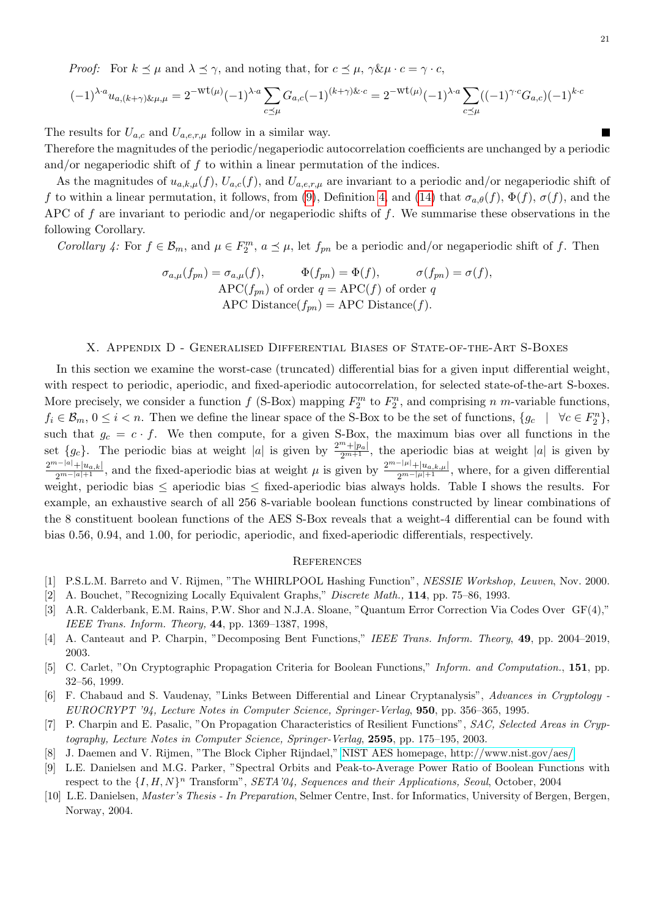*Proof:* For $k \preceq \mu$ and $\lambda \preceq \gamma$, and noting that, for $c \preceq \mu$, $\gamma \& \mu \cdot c = \gamma \cdot c$,

$$(-1)^{\lambda \cdot a} u_{a,(k+\gamma)\&\mu,\mu} = 2^{-\mathrm{wt}(\mu)}(-1)^{\lambda \cdot a} \sum_{c \preceq \mu} G_{a,c}(-1)^{(k+\gamma)\& \cdot c} = 2^{-\mathrm{wt}(\mu)}(-1)^{\lambda \cdot a} \sum_{c \preceq \mu} ((-1)^{\gamma \cdot c} G_{a,c})(-1)^{k \cdot c}$$

The results for $U_{a,c}$ and $U_{a,e,r,\mu}$ follow in a similar way. ∎

Therefore the magnitudes of the periodic/negaperiodic autocorrelation coefficients are unchanged by a periodic and/or negaperiodic shift of $f$ to within a linear permutation of the indices.

As the magnitudes of $u_{a,k,\mu}(f)$, $U_{a,c}(f)$, and $U_{a,e,r,\mu}$ are invariant to a periodic and/or negaperiodic shift of $f$ to within a linear permutation, it follows, from (9), Definition 4, and (14) that $\sigma_{a,\theta}(f)$, $\Phi(f)$, $\sigma(f)$, and the APC of $f$ are invariant to periodic and/or negaperiodic shifts of $f$. We summarise these observations in the following Corollary.

*Corollary 4:* For $f \in \mathcal{B}_m$, and $\mu \in F_2^m$, $a \preceq \mu$, let $f_{pn}$ be a periodic and/or negaperiodic shift of $f$. Then

$$\sigma_{a,\mu}(f_{pn}) = \sigma_{a,\mu}(f), \qquad \Phi(f_{pn}) = \Phi(f), \qquad \sigma(f_{pn}) = \sigma(f),$$
$$\mathrm{APC}(f_{pn}) \text{ of order } q = \mathrm{APC}(f) \text{ of order } q$$
$$\mathrm{APC\ Distance}(f_{pn}) = \mathrm{APC\ Distance}(f).$$

## X. Appendix D - Generalised Differential Biases of State-of-the-Art S-Boxes

In this section we examine the worst-case (truncated) differential bias for a given input differential weight, with respect to periodic, aperiodic, and fixed-aperiodic autocorrelation, for selected state-of-the-art S-boxes. More precisely, we consider a function $f$ (S-Box) mapping $F_2^m$ to $F_2^n$, and comprising $n$ $m$-variable functions, $f_i \in \mathcal{B}_m$, $0 \le i < n$. Then we define the linear space of the S-Box to be the set of functions, $\{g_c \mid \forall c \in F_2^n\}$, such that $g_c = c \cdot f$. We then compute, for a given S-Box, the maximum bias over all functions in the set $\{g_c\}$. The periodic bias at weight $|a|$ is given by $\frac{2^m+|p_a|}{2^{m+1}}$, the aperiodic bias at weight $|a|$ is given by $\frac{2^{m-|a|}+|u_{a,k}|}{2^{m-|a|+1}}$, and the fixed-aperiodic bias at weight $\mu$ is given by $\frac{2^{m-|\mu|}+|u_{a,k,\mu}|}{2^{m-|\mu|+1}}$, where, for a given differential weight, periodic bias $\le$ aperiodic bias $\le$ fixed-aperiodic bias always holds. Table I shows the results. For example, an exhaustive search of all 256 8-variable boolean functions constructed by linear combinations of the 8 constituent boolean functions of the AES S-Box reveals that a weight-4 differential can be found with bias 0.56, 0.94, and 1.00, for periodic, aperiodic, and fixed-aperiodic differentials, respectively.

## References

[1] P.S.L.M. Barreto and V. Rijmen, "The WHIRLPOOL Hashing Function", *NESSIE Workshop, Leuven*, Nov. 2000.

[2] A. Bouchet, "Recognizing Locally Equivalent Graphs," *Discrete Math.,* **114**, pp. 75–86, 1993.

[3] A.R. Calderbank, E.M. Rains, P.W. Shor and N.J.A. Sloane, "Quantum Error Correction Via Codes Over GF(4)," *IEEE Trans. Inform. Theory,* **44**, pp. 1369–1387, 1998,

[4] A. Canteaut and P. Charpin, "Decomposing Bent Functions," *IEEE Trans. Inform. Theory*, **49**, pp. 2004–2019, 2003.

[5] C. Carlet, "On Cryptographic Propagation Criteria for Boolean Functions," *Inform. and Computation.*, **151**, pp. 32–56, 1999.

[6] F. Chabaud and S. Vaudenay, "Links Between Differential and Linear Cryptanalysis", *Advances in Cryptology - EUROCRYPT '94, Lecture Notes in Computer Science, Springer-Verlag*, **950**, pp. 356–365, 1995.

[7] P. Charpin and E. Pasalic, "On Propagation Characteristics of Resilient Functions", *SAC, Selected Areas in Cryptography, Lecture Notes in Computer Science, Springer-Verlag*, **2595**, pp. 175–195, 2003.

[8] J. Daemen and V. Rijmen, "The Block Cipher Rijndael," NIST AES homepage, http://www.nist.gov/aes/

[9] L.E. Danielsen and M.G. Parker, "Spectral Orbits and Peak-to-Average Power Ratio of Boolean Functions with respect to the $\{I, H, N\}^n$ Transform", *SETA'04, Sequences and their Applications, Seoul*, October, 2004

[10] L.E. Danielsen, *Master's Thesis - In Preparation*, Selmer Centre, Inst. for Informatics, University of Bergen, Bergen, Norway, 2004.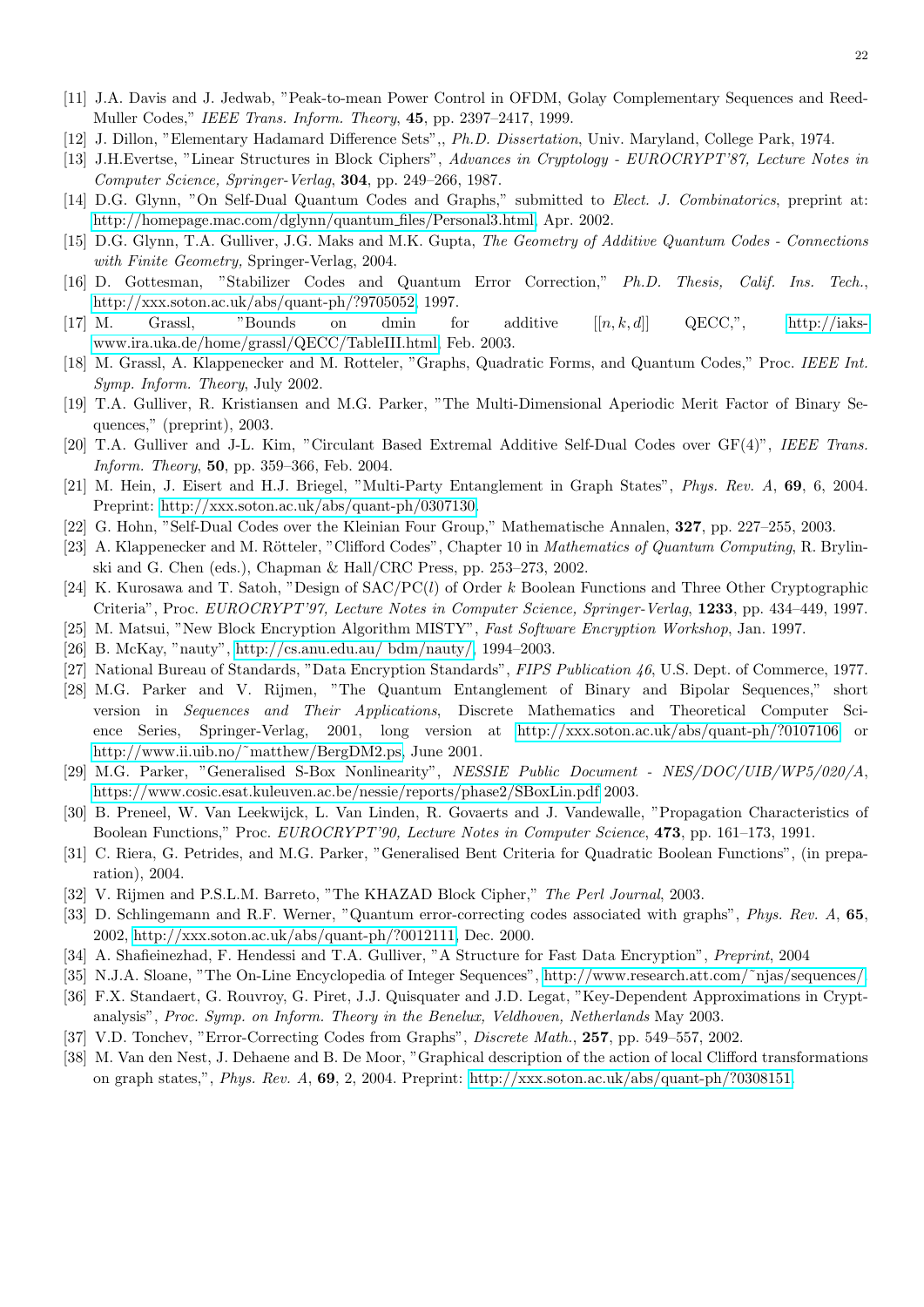[11] J.A. Davis and J. Jedwab, "Peak-to-mean Power Control in OFDM, Golay Complementary Sequences and Reed-Muller Codes," *IEEE Trans. Inform. Theory*, **45**, pp. 2397–2417, 1999.

[12] J. Dillon, "Elementary Hadamard Difference Sets",, *Ph.D. Dissertation*, Univ. Maryland, College Park, 1974.

[13] J.H.Evertse, "Linear Structures in Block Ciphers", *Advances in Cryptology - EUROCRYPT'87, Lecture Notes in Computer Science, Springer-Verlag*, **304**, pp. 249–266, 1987.

[14] D.G. Glynn, "On Self-Dual Quantum Codes and Graphs," submitted to *Elect. J. Combinatorics*, preprint at: http://homepage.mac.com/dglynn/quantum_files/Personal3.html, Apr. 2002.

[15] D.G. Glynn, T.A. Gulliver, J.G. Maks and M.K. Gupta, *The Geometry of Additive Quantum Codes - Connections with Finite Geometry,* Springer-Verlag, 2004.

[16] D. Gottesman, "Stabilizer Codes and Quantum Error Correction," *Ph.D. Thesis, Calif. Ins. Tech.*, http://xxx.soton.ac.uk/abs/quant-ph/?9705052, 1997.

[17] M. Grassl, "Bounds on dmin for additive $[[n, k, d]]$ QECC,", http://iaks-www.ira.uka.de/home/grassl/QECC/TableIII.html, Feb. 2003.

[18] M. Grassl, A. Klappenecker and M. Rotteler, "Graphs, Quadratic Forms, and Quantum Codes," Proc. *IEEE Int. Symp. Inform. Theory*, July 2002.

[19] T.A. Gulliver, R. Kristiansen and M.G. Parker, "The Multi-Dimensional Aperiodic Merit Factor of Binary Sequences," (preprint), 2003.

[20] T.A. Gulliver and J-L. Kim, "Circulant Based Extremal Additive Self-Dual Codes over GF(4)", *IEEE Trans. Inform. Theory*, **50**, pp. 359–366, Feb. 2004.

[21] M. Hein, J. Eisert and H.J. Briegel, "Multi-Party Entanglement in Graph States", *Phys. Rev. A*, **69**, 6, 2004. Preprint: http://xxx.soton.ac.uk/abs/quant-ph/0307130.

[22] G. Hohn, "Self-Dual Codes over the Kleinian Four Group," Mathematische Annalen, **327**, pp. 227–255, 2003.

[23] A. Klappenecker and M. Rötteler, "Clifford Codes", Chapter 10 in *Mathematics of Quantum Computing*, R. Brylinski and G. Chen (eds.), Chapman & Hall/CRC Press, pp. 253–273, 2002.

[24] K. Kurosawa and T. Satoh, "Design of SAC/PC($l$) of Order $k$ Boolean Functions and Three Other Cryptographic Criteria", Proc. *EUROCRYPT'97, Lecture Notes in Computer Science, Springer-Verlag*, **1233**, pp. 434–449, 1997.

[25] M. Matsui, "New Block Encryption Algorithm MISTY", *Fast Software Encryption Workshop*, Jan. 1997.

[26] B. McKay, "nauty", http://cs.anu.edu.au/ bdm/nauty/, 1994–2003.

[27] National Bureau of Standards, "Data Encryption Standards", *FIPS Publication 46*, U.S. Dept. of Commerce, 1977.

[28] M.G. Parker and V. Rijmen, "The Quantum Entanglement of Binary and Bipolar Sequences," short version in *Sequences and Their Applications*, Discrete Mathematics and Theoretical Computer Science Series, Springer-Verlag, 2001, long version at http://xxx.soton.ac.uk/abs/quant-ph/?0107106 or http://www.ii.uib.no/~matthew/BergDM2.ps, June 2001.

[29] M.G. Parker, "Generalised S-Box Nonlinearity", *NESSIE Public Document - NES/DOC/UIB/WP5/020/A*, https://www.cosic.esat.kuleuven.ac.be/nessie/reports/phase2/SBoxLin.pdf 2003.

[30] B. Preneel, W. Van Leekwijck, L. Van Linden, R. Govaerts and J. Vandewalle, "Propagation Characteristics of Boolean Functions," Proc. *EUROCRYPT'90, Lecture Notes in Computer Science*, **473**, pp. 161–173, 1991.

[31] C. Riera, G. Petrides, and M.G. Parker, "Generalised Bent Criteria for Quadratic Boolean Functions", (in preparation), 2004.

[32] V. Rijmen and P.S.L.M. Barreto, "The KHAZAD Block Cipher," *The Perl Journal*, 2003.

[33] D. Schlingemann and R.F. Werner, "Quantum error-correcting codes associated with graphs", *Phys. Rev. A*, **65**, 2002, http://xxx.soton.ac.uk/abs/quant-ph/?0012111, Dec. 2000.

[34] A. Shafieinezhad, F. Hendessi and T.A. Gulliver, "A Structure for Fast Data Encryption", *Preprint*, 2004

[35] N.J.A. Sloane, "The On-Line Encyclopedia of Integer Sequences", http://www.research.att.com/~njas/sequences/.

[36] F.X. Standaert, G. Rouvroy, G. Piret, J.J. Quisquater and J.D. Legat, "Key-Dependent Approximations in Cryptanalysis", *Proc. Symp. on Inform. Theory in the Benelux, Veldhoven, Netherlands* May 2003.

[37] V.D. Tonchev, "Error-Correcting Codes from Graphs", *Discrete Math.*, **257**, pp. 549–557, 2002.

[38] M. Van den Nest, J. Dehaene and B. De Moor, "Graphical description of the action of local Clifford transformations on graph states,", *Phys. Rev. A*, **69**, 2, 2004. Preprint: http://xxx.soton.ac.uk/abs/quant-ph/?0308151.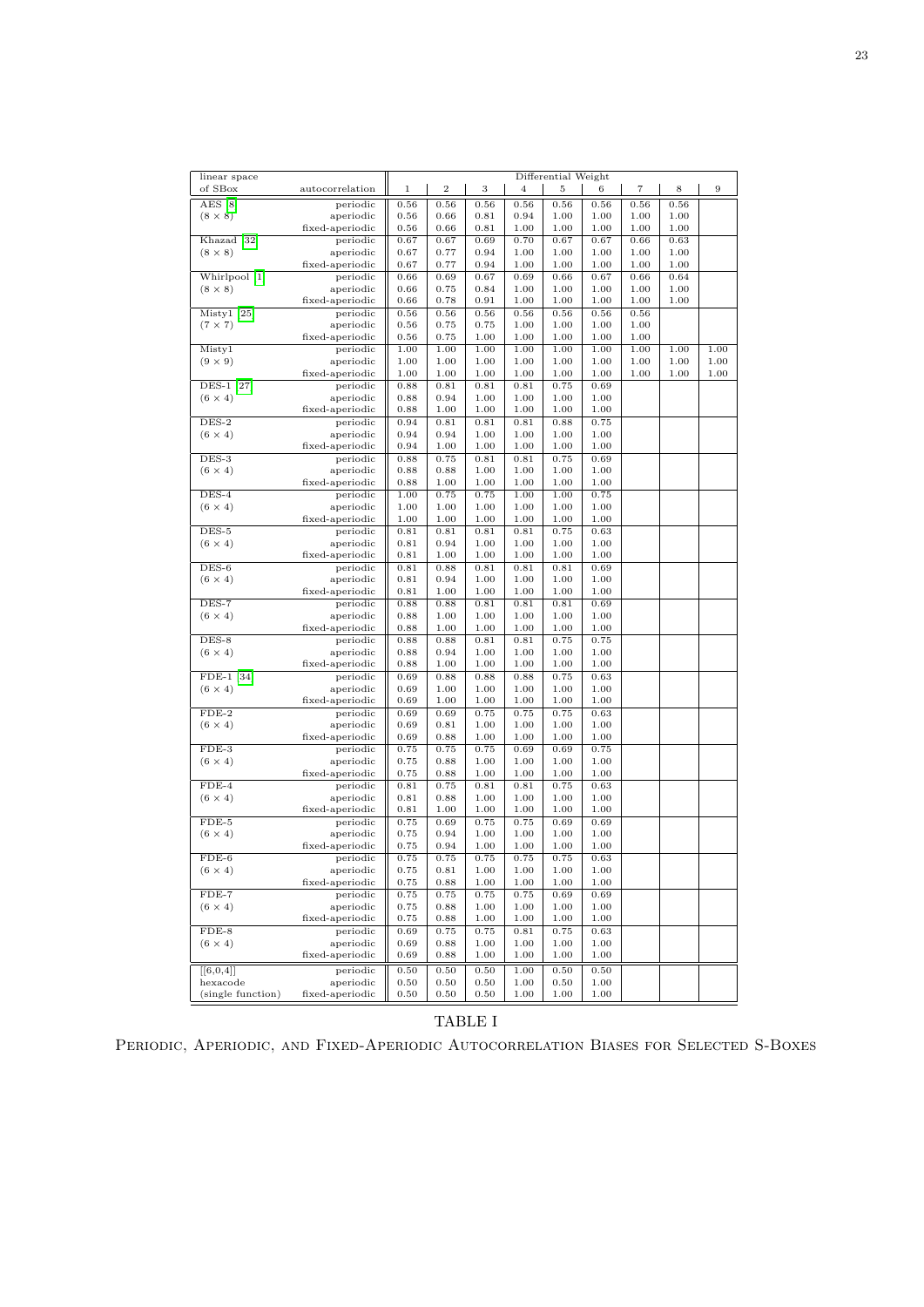| linear space of SBox | autocorrelation | 1 | 2 | 3 | 4 | 5 | 6 | 7 | 8 | 9 |
|---|---|---|---|---|---|---|---|---|---|---|
| AES [8] | periodic | 0.56 | 0.56 | 0.56 | 0.56 | 0.56 | 0.56 | 0.56 | 0.56 | |
| $(8 \times 8)$ | aperiodic | 0.56 | 0.66 | 0.81 | 0.94 | 1.00 | 1.00 | 1.00 | 1.00 | |
| | fixed-aperiodic | 0.56 | 0.66 | 0.81 | 1.00 | 1.00 | 1.00 | 1.00 | 1.00 | |
| Khazad [32] | periodic | 0.67 | 0.67 | 0.69 | 0.70 | 0.67 | 0.67 | 0.66 | 0.63 | |
| $(8 \times 8)$ | aperiodic | 0.67 | 0.77 | 0.94 | 1.00 | 1.00 | 1.00 | 1.00 | 1.00 | |
| | fixed-aperiodic | 0.67 | 0.77 | 0.94 | 1.00 | 1.00 | 1.00 | 1.00 | 1.00 | |
| Whirlpool [1] | periodic | 0.66 | 0.69 | 0.67 | 0.69 | 0.66 | 0.67 | 0.66 | 0.64 | |
| $(8 \times 8)$ | aperiodic | 0.66 | 0.75 | 0.84 | 1.00 | 1.00 | 1.00 | 1.00 | 1.00 | |
| | fixed-aperiodic | 0.66 | 0.78 | 0.91 | 1.00 | 1.00 | 1.00 | 1.00 | 1.00 | |
| Misty1 [25] | periodic | 0.56 | 0.56 | 0.56 | 0.56 | 0.56 | 0.56 | 0.56 | | |
| $(7 \times 7)$ | aperiodic | 0.56 | 0.75 | 0.75 | 1.00 | 1.00 | 1.00 | 1.00 | | |
| | fixed-aperiodic | 0.56 | 0.75 | 1.00 | 1.00 | 1.00 | 1.00 | 1.00 | | |
| Misty1 | periodic | 1.00 | 1.00 | 1.00 | 1.00 | 1.00 | 1.00 | 1.00 | 1.00 | 1.00 |
| $(9 \times 9)$ | aperiodic | 1.00 | 1.00 | 1.00 | 1.00 | 1.00 | 1.00 | 1.00 | 1.00 | 1.00 |
| | fixed-aperiodic | 1.00 | 1.00 | 1.00 | 1.00 | 1.00 | 1.00 | 1.00 | 1.00 | 1.00 |
| DES-1 [27] | periodic | 0.88 | 0.81 | 0.81 | 0.81 | 0.75 | 0.69 | | | |
| $(6 \times 4)$ | aperiodic | 0.88 | 0.94 | 1.00 | 1.00 | 1.00 | 1.00 | | | |
| | fixed-aperiodic | 0.88 | 1.00 | 1.00 | 1.00 | 1.00 | 1.00 | | | |
| DES-2 | periodic | 0.94 | 0.81 | 0.81 | 0.81 | 0.88 | 0.75 | | | |
| $(6 \times 4)$ | aperiodic | 0.94 | 0.94 | 1.00 | 1.00 | 1.00 | 1.00 | | | |
| | fixed-aperiodic | 0.94 | 1.00 | 1.00 | 1.00 | 1.00 | 1.00 | | | |
| DES-3 | periodic | 0.88 | 0.75 | 0.81 | 0.81 | 0.75 | 0.69 | | | |
| $(6 \times 4)$ | aperiodic | 0.88 | 0.88 | 1.00 | 1.00 | 1.00 | 1.00 | | | |
| | fixed-aperiodic | 0.88 | 1.00 | 1.00 | 1.00 | 1.00 | 1.00 | | | |
| DES-4 | periodic | 1.00 | 0.75 | 0.75 | 1.00 | 1.00 | 0.75 | | | |
| $(6 \times 4)$ | aperiodic | 1.00 | 1.00 | 1.00 | 1.00 | 1.00 | 1.00 | | | |
| | fixed-aperiodic | 1.00 | 1.00 | 1.00 | 1.00 | 1.00 | 1.00 | | | |
| DES-5 | periodic | 0.81 | 0.81 | 0.81 | 0.81 | 0.75 | 0.63 | | | |
| $(6 \times 4)$ | aperiodic | 0.81 | 0.94 | 1.00 | 1.00 | 1.00 | 1.00 | | | |
| | fixed-aperiodic | 0.81 | 1.00 | 1.00 | 1.00 | 1.00 | 1.00 | | | |
| DES-6 | periodic | 0.81 | 0.88 | 0.81 | 0.81 | 0.81 | 0.69 | | | |
| $(6 \times 4)$ | aperiodic | 0.81 | 0.94 | 1.00 | 1.00 | 1.00 | 1.00 | | | |
| | fixed-aperiodic | 0.81 | 1.00 | 1.00 | 1.00 | 1.00 | 1.00 | | | |
| DES-7 | periodic | 0.88 | 0.88 | 0.81 | 0.81 | 0.81 | 0.69 | | | |
| $(6 \times 4)$ | aperiodic | 0.88 | 1.00 | 1.00 | 1.00 | 1.00 | 1.00 | | | |
| | fixed-aperiodic | 0.88 | 1.00 | 1.00 | 1.00 | 1.00 | 1.00 | | | |
| DES-8 | periodic | 0.88 | 0.88 | 0.81 | 0.81 | 0.75 | 0.75 | | | |
| $(6 \times 4)$ | aperiodic | 0.88 | 0.94 | 1.00 | 1.00 | 1.00 | 1.00 | | | |
| | fixed-aperiodic | 0.88 | 1.00 | 1.00 | 1.00 | 1.00 | 1.00 | | | |
| FDE-1 [34] | periodic | 0.69 | 0.88 | 0.88 | 0.88 | 0.75 | 0.63 | | | |
| $(6 \times 4)$ | aperiodic | 0.69 | 1.00 | 1.00 | 1.00 | 1.00 | 1.00 | | | |
| | fixed-aperiodic | 0.69 | 1.00 | 1.00 | 1.00 | 1.00 | 1.00 | | | |
| FDE-2 | periodic | 0.69 | 0.69 | 0.75 | 0.75 | 0.75 | 0.63 | | | |
| $(6 \times 4)$ | aperiodic | 0.69 | 0.81 | 1.00 | 1.00 | 1.00 | 1.00 | | | |
| | fixed-aperiodic | 0.69 | 0.88 | 1.00 | 1.00 | 1.00 | 1.00 | | | |
| FDE-3 | periodic | 0.75 | 0.75 | 0.75 | 0.69 | 0.69 | 0.75 | | | |
| $(6 \times 4)$ | aperiodic | 0.75 | 0.88 | 1.00 | 1.00 | 1.00 | 1.00 | | | |
| | fixed-aperiodic | 0.75 | 0.88 | 1.00 | 1.00 | 1.00 | 1.00 | | | |
| FDE-4 | periodic | 0.81 | 0.75 | 0.81 | 0.81 | 0.75 | 0.63 | | | |
| $(6 \times 4)$ | aperiodic | 0.81 | 0.88 | 1.00 | 1.00 | 1.00 | 1.00 | | | |
| | fixed-aperiodic | 0.81 | 1.00 | 1.00 | 1.00 | 1.00 | 1.00 | | | |
| FDE-5 | periodic | 0.75 | 0.69 | 0.75 | 0.75 | 0.69 | 0.69 | | | |
| $(6 \times 4)$ | aperiodic | 0.75 | 0.94 | 1.00 | 1.00 | 1.00 | 1.00 | | | |
| | fixed-aperiodic | 0.75 | 0.94 | 1.00 | 1.00 | 1.00 | 1.00 | | | |
| FDE-6 | periodic | 0.75 | 0.75 | 0.75 | 0.75 | 0.75 | 0.63 | | | |
| $(6 \times 4)$ | aperiodic | 0.75 | 0.81 | 1.00 | 1.00 | 1.00 | 1.00 | | | |
| | fixed-aperiodic | 0.75 | 0.88 | 1.00 | 1.00 | 1.00 | 1.00 | | | |
| FDE-7 | periodic | 0.75 | 0.75 | 0.75 | 0.75 | 0.69 | 0.69 | | | |
| $(6 \times 4)$ | aperiodic | 0.75 | 0.88 | 1.00 | 1.00 | 1.00 | 1.00 | | | |
| | fixed-aperiodic | 0.75 | 0.88 | 1.00 | 1.00 | 1.00 | 1.00 | | | |
| FDE-8 | periodic | 0.69 | 0.75 | 0.75 | 0.81 | 0.75 | 0.63 | | | |
| $(6 \times 4)$ | aperiodic | 0.69 | 0.88 | 1.00 | 1.00 | 1.00 | 1.00 | | | |
| | fixed-aperiodic | 0.69 | 0.88 | 1.00 | 1.00 | 1.00 | 1.00 | | | |
| [[6,0,4]] | periodic | 0.50 | 0.50 | 0.50 | 1.00 | 0.50 | 0.50 | | | |
| hexacode | aperiodic | 0.50 | 0.50 | 0.50 | 1.00 | 0.50 | 1.00 | | | |
| (single function) | fixed-aperiodic | 0.50 | 0.50 | 0.50 | 1.00 | 1.00 | 1.00 | | | |

TABLE I

Periodic, Aperiodic, and Fixed-Aperiodic Autocorrelation Biases for Selected S-Boxes